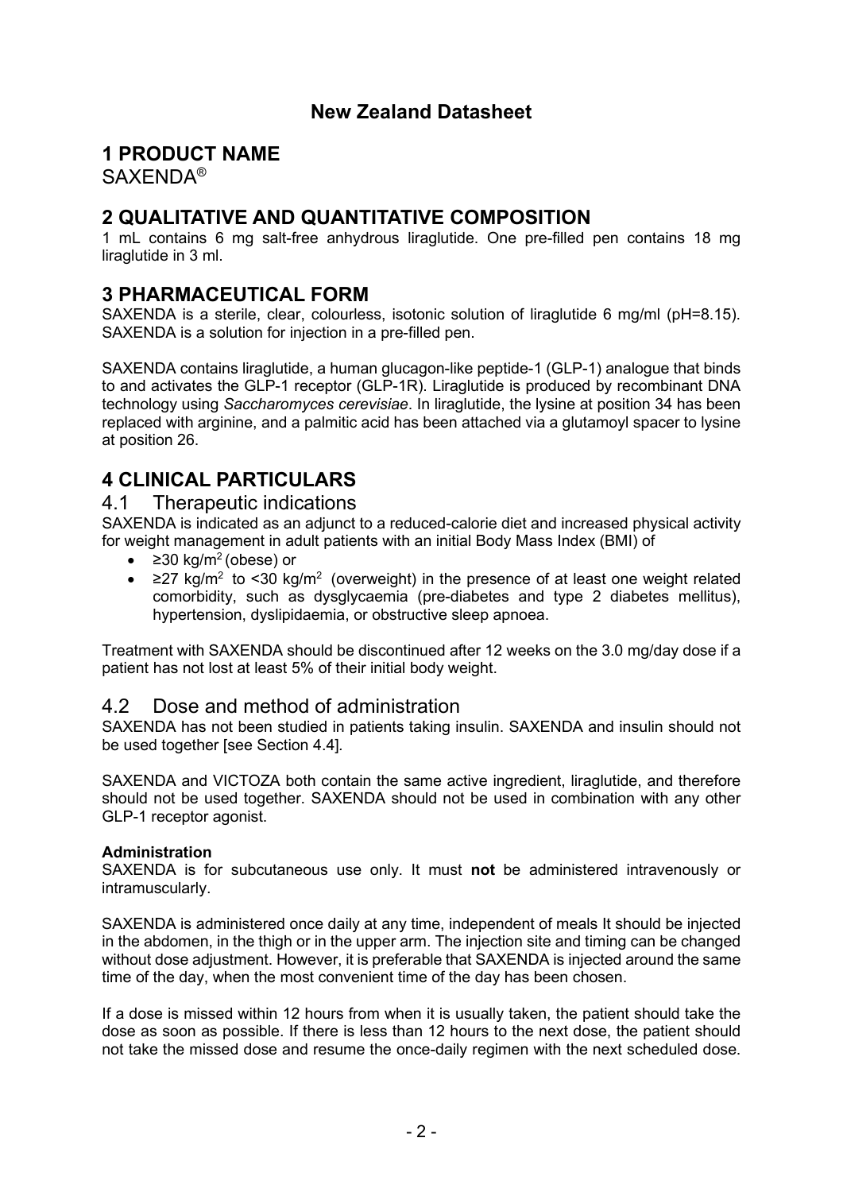## New Zealand Datasheet

# 1 PRODUCT NAME

SAXENDA®

# 2 QUALITATIVE AND QUANTITATIVE COMPOSITION

1 mL contains 6 mg salt-free anhydrous liraglutide. One pre-filled pen contains 18 mg liraglutide in 3 ml.

# 3 PHARMACEUTICAL FORM

SAXENDA is a sterile, clear, colourless, isotonic solution of liraglutide 6 mg/ml (pH=8.15). SAXENDA is a solution for injection in a pre-filled pen.

SAXENDA contains liraglutide, a human glucagon-like peptide-1 (GLP-1) analogue that binds to and activates the GLP-1 receptor (GLP-1R). Liraglutide is produced by recombinant DNA technology using *Saccharomyces cerevisiae*. In liraglutide, the lysine at position 34 has been replaced with arginine, and a palmitic acid has been attached via a glutamoyl spacer to lysine at position 26.

# 4 CLINICAL PARTICULARS

## 4.1 Therapeutic indications

SAXENDA is indicated as an adjunct to a reduced-calorie diet and increased physical activity for weight management in adult patients with an initial Body Mass Index (BMI) of

- ≥30 kg/m$^2$ (obese) or
- ≥27 kg/m$^2$ to <30 kg/m$^2$ (overweight) in the presence of at least one weight related comorbidity, such as dysglycaemia (pre-diabetes and type 2 diabetes mellitus), hypertension, dyslipidaemia, or obstructive sleep apnoea.

Treatment with SAXENDA should be discontinued after 12 weeks on the 3.0 mg/day dose if a patient has not lost at least 5% of their initial body weight.

## 4.2 Dose and method of administration

SAXENDA has not been studied in patients taking insulin. SAXENDA and insulin should not be used together [see Section 4.4].

SAXENDA and VICTOZA both contain the same active ingredient, liraglutide, and therefore should not be used together. SAXENDA should not be used in combination with any other GLP-1 receptor agonist.

**Administration**

SAXENDA is for subcutaneous use only. It must **not** be administered intravenously or intramuscularly.

SAXENDA is administered once daily at any time, independent of meals It should be injected in the abdomen, in the thigh or in the upper arm. The injection site and timing can be changed without dose adjustment. However, it is preferable that SAXENDA is injected around the same time of the day, when the most convenient time of the day has been chosen.

If a dose is missed within 12 hours from when it is usually taken, the patient should take the dose as soon as possible. If there is less than 12 hours to the next dose, the patient should not take the missed dose and resume the once-daily regimen with the next scheduled dose.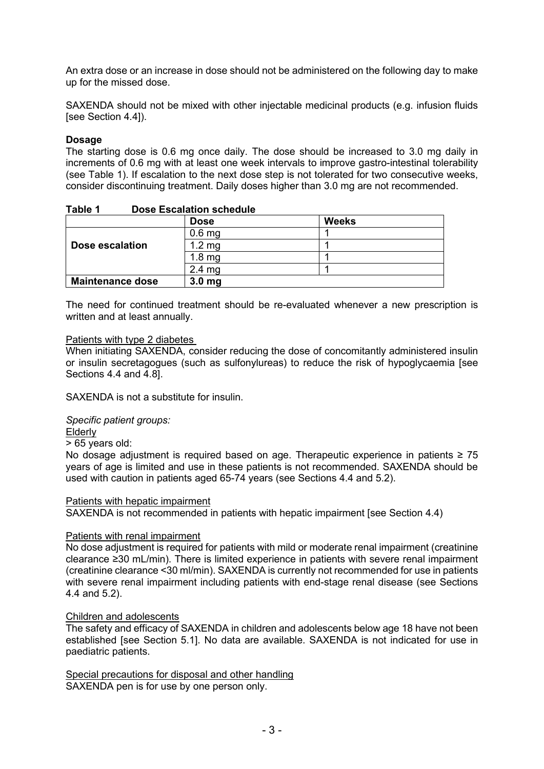An extra dose or an increase in dose should not be administered on the following day to make up for the missed dose.

SAXENDA should not be mixed with other injectable medicinal products (e.g. infusion fluids [see Section 4.4]).

**Dosage**

The starting dose is 0.6 mg once daily. The dose should be increased to 3.0 mg daily in increments of 0.6 mg with at least one week intervals to improve gastro-intestinal tolerability (see Table 1). If escalation to the next dose step is not tolerated for two consecutive weeks, consider discontinuing treatment. Daily doses higher than 3.0 mg are not recommended.

**Table 1 Dose Escalation schedule**

| | **Dose** | **Weeks** |
|---|---|---|
| **Dose escalation** | 0.6 mg | 1 |
| | 1.2 mg | 1 |
| | 1.8 mg | 1 |
| | 2.4 mg | 1 |
| **Maintenance dose** | **3.0 mg** | |

The need for continued treatment should be re-evaluated whenever a new prescription is written and at least annually.

Patients with type 2 diabetes

When initiating SAXENDA, consider reducing the dose of concomitantly administered insulin or insulin secretagogues (such as sulfonylureas) to reduce the risk of hypoglycaemia [see Sections 4.4 and 4.8].

SAXENDA is not a substitute for insulin.

*Specific patient groups:*

Elderly

> 65 years old:

No dosage adjustment is required based on age. Therapeutic experience in patients ≥ 75 years of age is limited and use in these patients is not recommended. SAXENDA should be used with caution in patients aged 65-74 years (see Sections 4.4 and 5.2).

Patients with hepatic impairment

SAXENDA is not recommended in patients with hepatic impairment [see Section 4.4)

Patients with renal impairment

No dose adjustment is required for patients with mild or moderate renal impairment (creatinine clearance ≥30 mL/min). There is limited experience in patients with severe renal impairment (creatinine clearance <30 ml/min). SAXENDA is currently not recommended for use in patients with severe renal impairment including patients with end-stage renal disease (see Sections 4.4 and 5.2).

Children and adolescents

The safety and efficacy of SAXENDA in children and adolescents below age 18 have not been established [see Section 5.1]. No data are available. SAXENDA is not indicated for use in paediatric patients.

Special precautions for disposal and other handling

SAXENDA pen is for use by one person only.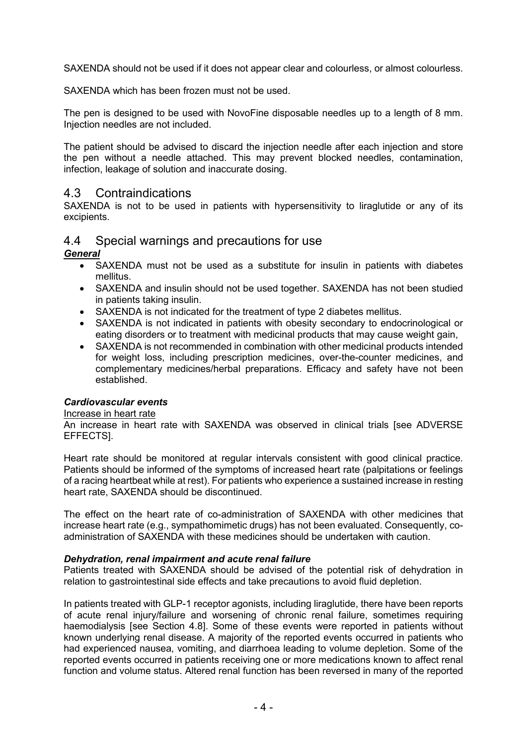SAXENDA should not be used if it does not appear clear and colourless, or almost colourless.

SAXENDA which has been frozen must not be used.

The pen is designed to be used with NovoFine disposable needles up to a length of 8 mm. Injection needles are not included.

The patient should be advised to discard the injection needle after each injection and store the pen without a needle attached. This may prevent blocked needles, contamination, infection, leakage of solution and inaccurate dosing.

## 4.3 Contraindications

SAXENDA is not to be used in patients with hypersensitivity to liraglutide or any of its excipients.

## 4.4 Special warnings and precautions for use

***General***

- SAXENDA must not be used as a substitute for insulin in patients with diabetes mellitus.
- SAXENDA and insulin should not be used together. SAXENDA has not been studied in patients taking insulin.
- SAXENDA is not indicated for the treatment of type 2 diabetes mellitus.
- SAXENDA is not indicated in patients with obesity secondary to endocrinological or eating disorders or to treatment with medicinal products that may cause weight gain,
- SAXENDA is not recommended in combination with other medicinal products intended for weight loss, including prescription medicines, over-the-counter medicines, and complementary medicines/herbal preparations. Efficacy and safety have not been established.

***Cardiovascular events***

Increase in heart rate

An increase in heart rate with SAXENDA was observed in clinical trials [see ADVERSE EFFECTS].

Heart rate should be monitored at regular intervals consistent with good clinical practice. Patients should be informed of the symptoms of increased heart rate (palpitations or feelings of a racing heartbeat while at rest). For patients who experience a sustained increase in resting heart rate, SAXENDA should be discontinued.

The effect on the heart rate of co-administration of SAXENDA with other medicines that increase heart rate (e.g., sympathomimetic drugs) has not been evaluated. Consequently, co-administration of SAXENDA with these medicines should be undertaken with caution.

***Dehydration, renal impairment and acute renal failure***

Patients treated with SAXENDA should be advised of the potential risk of dehydration in relation to gastrointestinal side effects and take precautions to avoid fluid depletion.

In patients treated with GLP-1 receptor agonists, including liraglutide, there have been reports of acute renal injury/failure and worsening of chronic renal failure, sometimes requiring haemodialysis [see Section 4.8]. Some of these events were reported in patients without known underlying renal disease. A majority of the reported events occurred in patients who had experienced nausea, vomiting, and diarrhoea leading to volume depletion. Some of the reported events occurred in patients receiving one or more medications known to affect renal function and volume status. Altered renal function has been reversed in many of the reported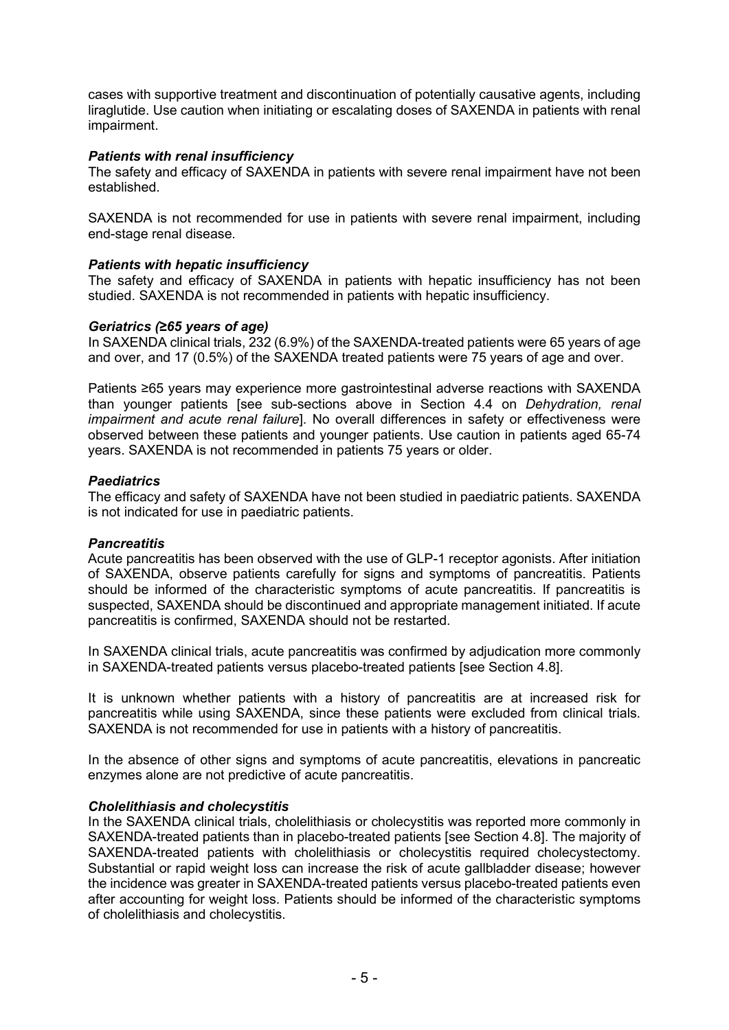cases with supportive treatment and discontinuation of potentially causative agents, including liraglutide. Use caution when initiating or escalating doses of SAXENDA in patients with renal impairment.

***Patients with renal insufficiency***

The safety and efficacy of SAXENDA in patients with severe renal impairment have not been established.

SAXENDA is not recommended for use in patients with severe renal impairment, including end-stage renal disease.

***Patients with hepatic insufficiency***

The safety and efficacy of SAXENDA in patients with hepatic insufficiency has not been studied. SAXENDA is not recommended in patients with hepatic insufficiency.

***Geriatrics (≥65 years of age)***

In SAXENDA clinical trials, 232 (6.9%) of the SAXENDA-treated patients were 65 years of age and over, and 17 (0.5%) of the SAXENDA treated patients were 75 years of age and over.

Patients ≥65 years may experience more gastrointestinal adverse reactions with SAXENDA than younger patients [see sub-sections above in Section 4.4 on *Dehydration, renal impairment and acute renal failure*]. No overall differences in safety or effectiveness were observed between these patients and younger patients. Use caution in patients aged 65-74 years. SAXENDA is not recommended in patients 75 years or older.

***Paediatrics***

The efficacy and safety of SAXENDA have not been studied in paediatric patients. SAXENDA is not indicated for use in paediatric patients.

***Pancreatitis***

Acute pancreatitis has been observed with the use of GLP-1 receptor agonists. After initiation of SAXENDA, observe patients carefully for signs and symptoms of pancreatitis. Patients should be informed of the characteristic symptoms of acute pancreatitis. If pancreatitis is suspected, SAXENDA should be discontinued and appropriate management initiated. If acute pancreatitis is confirmed, SAXENDA should not be restarted.

In SAXENDA clinical trials, acute pancreatitis was confirmed by adjudication more commonly in SAXENDA-treated patients versus placebo-treated patients [see Section 4.8].

It is unknown whether patients with a history of pancreatitis are at increased risk for pancreatitis while using SAXENDA, since these patients were excluded from clinical trials. SAXENDA is not recommended for use in patients with a history of pancreatitis.

In the absence of other signs and symptoms of acute pancreatitis, elevations in pancreatic enzymes alone are not predictive of acute pancreatitis.

***Cholelithiasis and cholecystitis***

In the SAXENDA clinical trials, cholelithiasis or cholecystitis was reported more commonly in SAXENDA-treated patients than in placebo-treated patients [see Section 4.8]. The majority of SAXENDA-treated patients with cholelithiasis or cholecystitis required cholecystectomy. Substantial or rapid weight loss can increase the risk of acute gallbladder disease; however the incidence was greater in SAXENDA-treated patients versus placebo-treated patients even after accounting for weight loss. Patients should be informed of the characteristic symptoms of cholelithiasis and cholecystitis.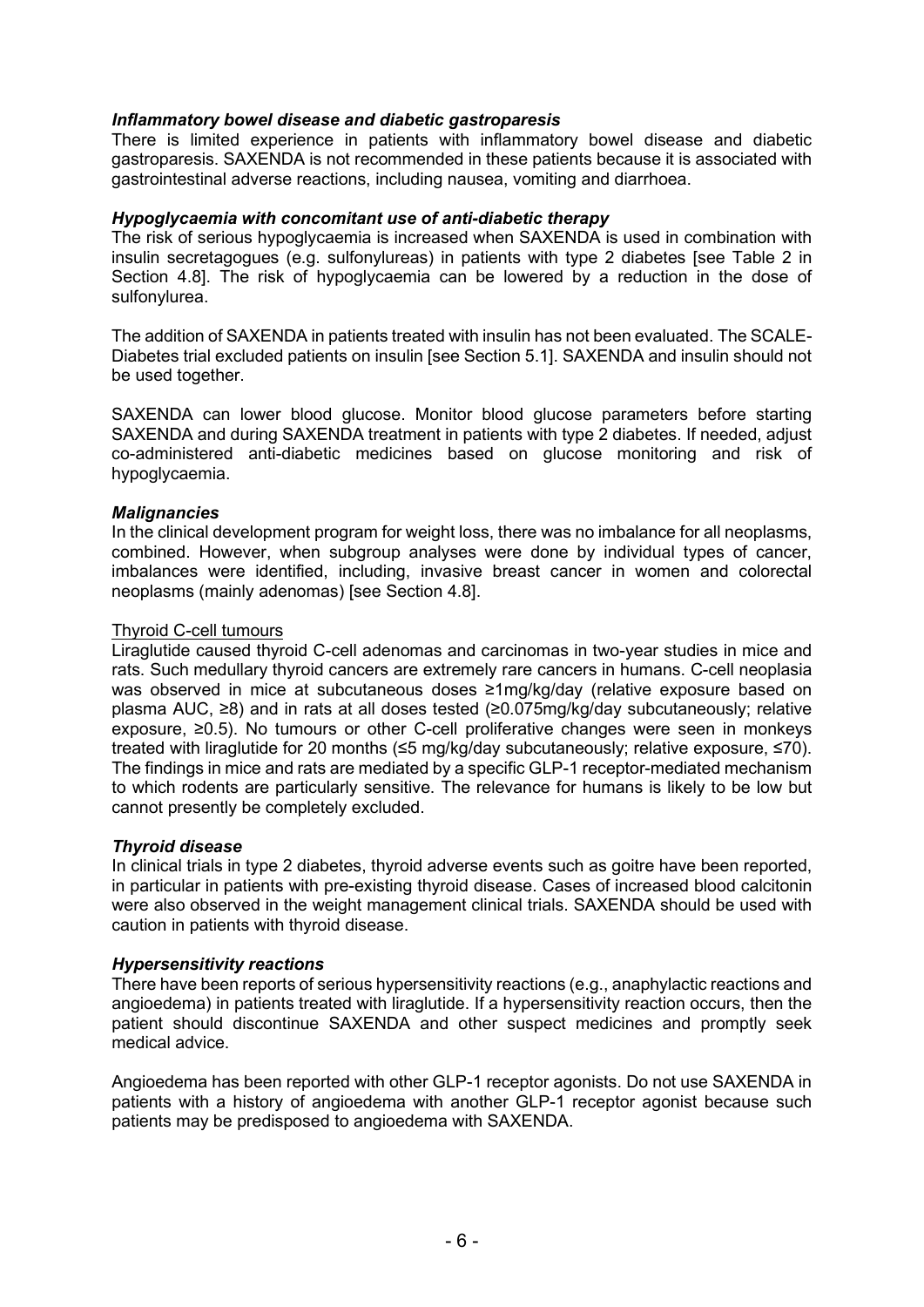### *Inflammatory bowel disease and diabetic gastroparesis*

There is limited experience in patients with inflammatory bowel disease and diabetic gastroparesis. SAXENDA is not recommended in these patients because it is associated with gastrointestinal adverse reactions, including nausea, vomiting and diarrhoea.

### *Hypoglycaemia with concomitant use of anti-diabetic therapy*

The risk of serious hypoglycaemia is increased when SAXENDA is used in combination with insulin secretagogues (e.g. sulfonylureas) in patients with type 2 diabetes [see Table 2 in Section 4.8]. The risk of hypoglycaemia can be lowered by a reduction in the dose of sulfonylurea.

The addition of SAXENDA in patients treated with insulin has not been evaluated. The SCALE-Diabetes trial excluded patients on insulin [see Section 5.1]. SAXENDA and insulin should not be used together.

SAXENDA can lower blood glucose. Monitor blood glucose parameters before starting SAXENDA and during SAXENDA treatment in patients with type 2 diabetes. If needed, adjust co-administered anti-diabetic medicines based on glucose monitoring and risk of hypoglycaemia.

### *Malignancies*

In the clinical development program for weight loss, there was no imbalance for all neoplasms, combined. However, when subgroup analyses were done by individual types of cancer, imbalances were identified, including, invasive breast cancer in women and colorectal neoplasms (mainly adenomas) [see Section 4.8].

Thyroid C-cell tumours

Liraglutide caused thyroid C-cell adenomas and carcinomas in two-year studies in mice and rats. Such medullary thyroid cancers are extremely rare cancers in humans. C-cell neoplasia was observed in mice at subcutaneous doses ≥1mg/kg/day (relative exposure based on plasma AUC, ≥8) and in rats at all doses tested (≥0.075mg/kg/day subcutaneously; relative exposure, ≥0.5). No tumours or other C-cell proliferative changes were seen in monkeys treated with liraglutide for 20 months (≤5 mg/kg/day subcutaneously; relative exposure, ≤70). The findings in mice and rats are mediated by a specific GLP-1 receptor-mediated mechanism to which rodents are particularly sensitive. The relevance for humans is likely to be low but cannot presently be completely excluded.

### *Thyroid disease*

In clinical trials in type 2 diabetes, thyroid adverse events such as goitre have been reported, in particular in patients with pre-existing thyroid disease. Cases of increased blood calcitonin were also observed in the weight management clinical trials. SAXENDA should be used with caution in patients with thyroid disease.

### *Hypersensitivity reactions*

There have been reports of serious hypersensitivity reactions (e.g., anaphylactic reactions and angioedema) in patients treated with liraglutide. If a hypersensitivity reaction occurs, then the patient should discontinue SAXENDA and other suspect medicines and promptly seek medical advice.

Angioedema has been reported with other GLP-1 receptor agonists. Do not use SAXENDA in patients with a history of angioedema with another GLP-1 receptor agonist because such patients may be predisposed to angioedema with SAXENDA.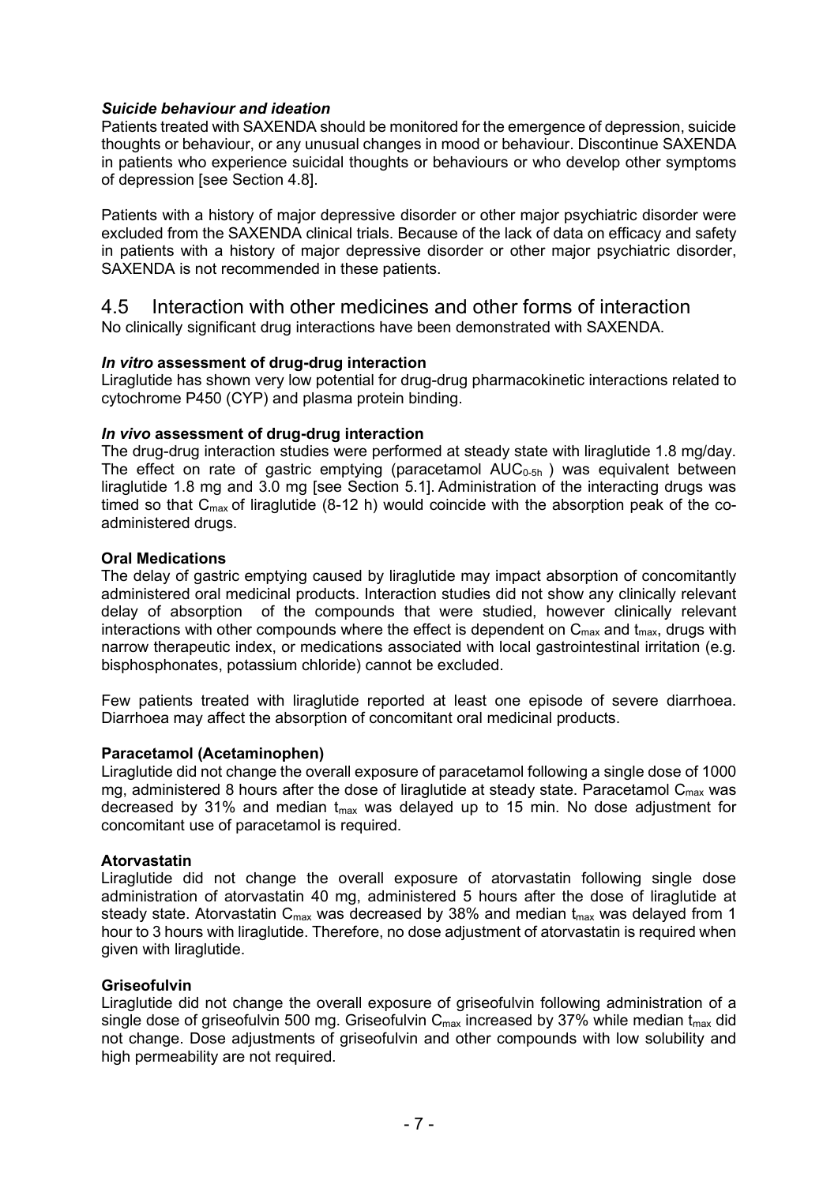***Suicide behaviour and ideation***

Patients treated with SAXENDA should be monitored for the emergence of depression, suicide thoughts or behaviour, or any unusual changes in mood or behaviour. Discontinue SAXENDA in patients who experience suicidal thoughts or behaviours or who develop other symptoms of depression [see Section 4.8].

Patients with a history of major depressive disorder or other major psychiatric disorder were excluded from the SAXENDA clinical trials. Because of the lack of data on efficacy and safety in patients with a history of major depressive disorder or other major psychiatric disorder, SAXENDA is not recommended in these patients.

## 4.5 Interaction with other medicines and other forms of interaction

No clinically significant drug interactions have been demonstrated with SAXENDA.

***In vitro* assessment of drug-drug interaction**

Liraglutide has shown very low potential for drug-drug pharmacokinetic interactions related to cytochrome P450 (CYP) and plasma protein binding.

***In vivo* assessment of drug-drug interaction**

The drug-drug interaction studies were performed at steady state with liraglutide 1.8 mg/day. The effect on rate of gastric emptying (paracetamol $AUC_{0\text{-}5h}$ ) was equivalent between liraglutide 1.8 mg and 3.0 mg [see Section 5.1]. Administration of the interacting drugs was timed so that $C_{max}$ of liraglutide (8-12 h) would coincide with the absorption peak of the co-administered drugs.

**Oral Medications**

The delay of gastric emptying caused by liraglutide may impact absorption of concomitantly administered oral medicinal products. Interaction studies did not show any clinically relevant delay of absorption of the compounds that were studied, however clinically relevant interactions with other compounds where the effect is dependent on $C_{max}$ and $t_{max}$, drugs with narrow therapeutic index, or medications associated with local gastrointestinal irritation (e.g. bisphosphonates, potassium chloride) cannot be excluded.

Few patients treated with liraglutide reported at least one episode of severe diarrhoea. Diarrhoea may affect the absorption of concomitant oral medicinal products.

**Paracetamol (Acetaminophen)**

Liraglutide did not change the overall exposure of paracetamol following a single dose of 1000 mg, administered 8 hours after the dose of liraglutide at steady state. Paracetamol $C_{max}$ was decreased by 31% and median $t_{max}$ was delayed up to 15 min. No dose adjustment for concomitant use of paracetamol is required.

**Atorvastatin**

Liraglutide did not change the overall exposure of atorvastatin following single dose administration of atorvastatin 40 mg, administered 5 hours after the dose of liraglutide at steady state. Atorvastatin $C_{max}$ was decreased by 38% and median $t_{max}$ was delayed from 1 hour to 3 hours with liraglutide. Therefore, no dose adjustment of atorvastatin is required when given with liraglutide.

**Griseofulvin**

Liraglutide did not change the overall exposure of griseofulvin following administration of a single dose of griseofulvin 500 mg. Griseofulvin $C_{max}$ increased by 37% while median $t_{max}$ did not change. Dose adjustments of griseofulvin and other compounds with low solubility and high permeability are not required.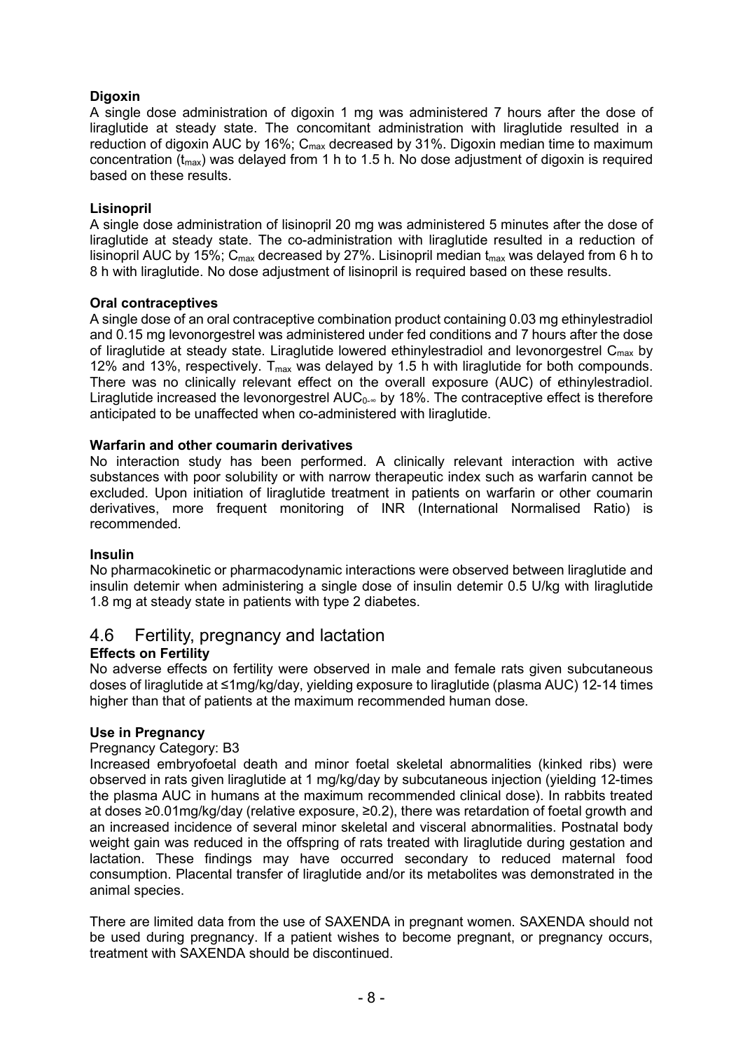**Digoxin**

A single dose administration of digoxin 1 mg was administered 7 hours after the dose of liraglutide at steady state. The concomitant administration with liraglutide resulted in a reduction of digoxin AUC by 16%; $C_{max}$ decreased by 31%. Digoxin median time to maximum concentration ($t_{max}$) was delayed from 1 h to 1.5 h. No dose adjustment of digoxin is required based on these results.

**Lisinopril**

A single dose administration of lisinopril 20 mg was administered 5 minutes after the dose of liraglutide at steady state. The co-administration with liraglutide resulted in a reduction of lisinopril AUC by 15%; $C_{max}$ decreased by 27%. Lisinopril median $t_{max}$ was delayed from 6 h to 8 h with liraglutide. No dose adjustment of lisinopril is required based on these results.

**Oral contraceptives**

A single dose of an oral contraceptive combination product containing 0.03 mg ethinylestradiol and 0.15 mg levonorgestrel was administered under fed conditions and 7 hours after the dose of liraglutide at steady state. Liraglutide lowered ethinylestradiol and levonorgestrel $C_{max}$ by 12% and 13%, respectively. $T_{max}$ was delayed by 1.5 h with liraglutide for both compounds. There was no clinically relevant effect on the overall exposure (AUC) of ethinylestradiol. Liraglutide increased the levonorgestrel $AUC_{0-\infty}$ by 18%. The contraceptive effect is therefore anticipated to be unaffected when co-administered with liraglutide.

**Warfarin and other coumarin derivatives**

No interaction study has been performed. A clinically relevant interaction with active substances with poor solubility or with narrow therapeutic index such as warfarin cannot be excluded. Upon initiation of liraglutide treatment in patients on warfarin or other coumarin derivatives, more frequent monitoring of INR (International Normalised Ratio) is recommended.

**Insulin**

No pharmacokinetic or pharmacodynamic interactions were observed between liraglutide and insulin detemir when administering a single dose of insulin detemir 0.5 U/kg with liraglutide 1.8 mg at steady state in patients with type 2 diabetes.

## 4.6 Fertility, pregnancy and lactation

**Effects on Fertility**

No adverse effects on fertility were observed in male and female rats given subcutaneous doses of liraglutide at ≤1mg/kg/day, yielding exposure to liraglutide (plasma AUC) 12-14 times higher than that of patients at the maximum recommended human dose.

**Use in Pregnancy**

Pregnancy Category: B3

Increased embryofoetal death and minor foetal skeletal abnormalities (kinked ribs) were observed in rats given liraglutide at 1 mg/kg/day by subcutaneous injection (yielding 12-times the plasma AUC in humans at the maximum recommended clinical dose). In rabbits treated at doses ≥0.01mg/kg/day (relative exposure, ≥0.2), there was retardation of foetal growth and an increased incidence of several minor skeletal and visceral abnormalities. Postnatal body weight gain was reduced in the offspring of rats treated with liraglutide during gestation and lactation. These findings may have occurred secondary to reduced maternal food consumption. Placental transfer of liraglutide and/or its metabolites was demonstrated in the animal species.

There are limited data from the use of SAXENDA in pregnant women. SAXENDA should not be used during pregnancy. If a patient wishes to become pregnant, or pregnancy occurs, treatment with SAXENDA should be discontinued.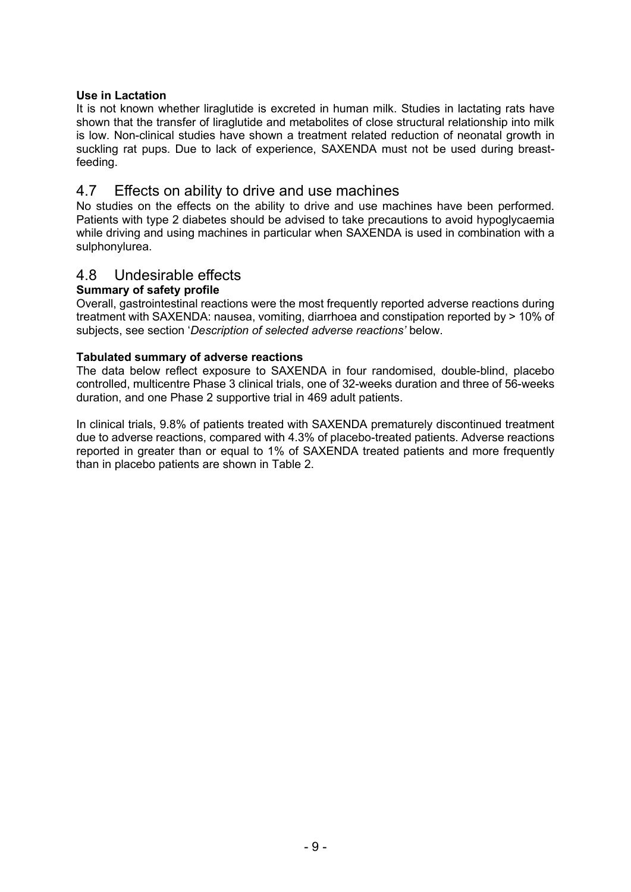**Use in Lactation**

It is not known whether liraglutide is excreted in human milk. Studies in lactating rats have shown that the transfer of liraglutide and metabolites of close structural relationship into milk is low. Non-clinical studies have shown a treatment related reduction of neonatal growth in suckling rat pups. Due to lack of experience, SAXENDA must not be used during breast-feeding.

## 4.7 Effects on ability to drive and use machines

No studies on the effects on the ability to drive and use machines have been performed. Patients with type 2 diabetes should be advised to take precautions to avoid hypoglycaemia while driving and using machines in particular when SAXENDA is used in combination with a sulphonylurea.

## 4.8 Undesirable effects

**Summary of safety profile**

Overall, gastrointestinal reactions were the most frequently reported adverse reactions during treatment with SAXENDA: nausea, vomiting, diarrhoea and constipation reported by > 10% of subjects, see section '*Description of selected adverse reactions'* below.

**Tabulated summary of adverse reactions**

The data below reflect exposure to SAXENDA in four randomised, double-blind, placebo controlled, multicentre Phase 3 clinical trials, one of 32-weeks duration and three of 56-weeks duration, and one Phase 2 supportive trial in 469 adult patients.

In clinical trials, 9.8% of patients treated with SAXENDA prematurely discontinued treatment due to adverse reactions, compared with 4.3% of placebo-treated patients. Adverse reactions reported in greater than or equal to 1% of SAXENDA treated patients and more frequently than in placebo patients are shown in Table 2.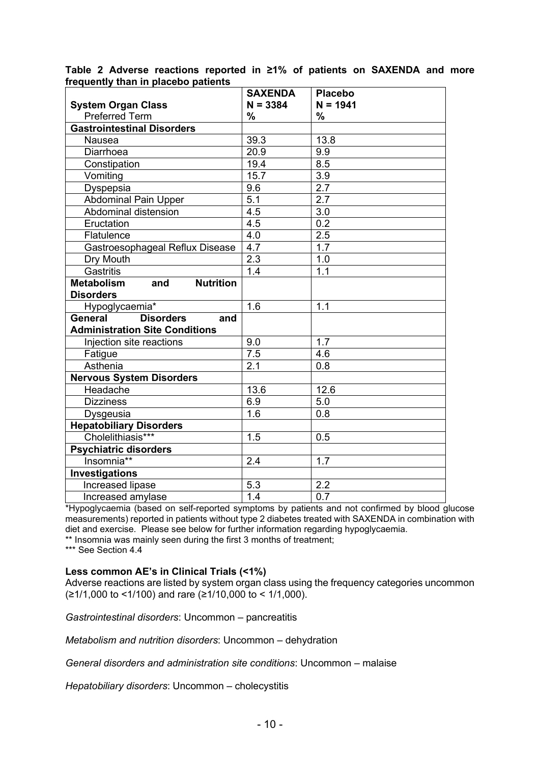**Table 2 Adverse reactions reported in ≥1% of patients on SAXENDA and more frequently than in placebo patients**

| System Organ Class<br>Preferred Term | SAXENDA<br>N = 3384<br>% | Placebo<br>N = 1941<br>% |
|---|---|---|
| **Gastrointestinal Disorders** | | |
| Nausea | 39.3 | 13.8 |
| Diarrhoea | 20.9 | 9.9 |
| Constipation | 19.4 | 8.5 |
| Vomiting | 15.7 | 3.9 |
| Dyspepsia | 9.6 | 2.7 |
| Abdominal Pain Upper | 5.1 | 2.7 |
| Abdominal distension | 4.5 | 3.0 |
| Eructation | 4.5 | 0.2 |
| Flatulence | 4.0 | 2.5 |
| Gastroesophageal Reflux Disease | 4.7 | 1.7 |
| Dry Mouth | 2.3 | 1.0 |
| Gastritis | 1.4 | 1.1 |
| **Metabolism and Nutrition Disorders** | | |
| Hypoglycaemia* | 1.6 | 1.1 |
| **General Disorders and Administration Site Conditions** | | |
| Injection site reactions | 9.0 | 1.7 |
| Fatigue | 7.5 | 4.6 |
| Asthenia | 2.1 | 0.8 |
| **Nervous System Disorders** | | |
| Headache | 13.6 | 12.6 |
| Dizziness | 6.9 | 5.0 |
| Dysgeusia | 1.6 | 0.8 |
| **Hepatobiliary Disorders** | | |
| Cholelithiasis*** | 1.5 | 0.5 |
| **Psychiatric disorders** | | |
| Insomnia** | 2.4 | 1.7 |
| **Investigations** | | |
| Increased lipase | 5.3 | 2.2 |
| Increased amylase | 1.4 | 0.7 |

*Hypoglycaemia (based on self-reported symptoms by patients and not confirmed by blood glucose measurements) reported in patients without type 2 diabetes treated with SAXENDA in combination with diet and exercise. Please see below for further information regarding hypoglycaemia.
** Insomnia was mainly seen during the first 3 months of treatment;
*** See Section 4.4

**Less common AE's in Clinical Trials (<1%)**

Adverse reactions are listed by system organ class using the frequency categories uncommon (≥1/1,000 to <1/100) and rare (≥1/10,000 to < 1/1,000).

*Gastrointestinal disorders*: Uncommon – pancreatitis

*Metabolism and nutrition disorders*: Uncommon – dehydration

*General disorders and administration site conditions*: Uncommon – malaise

*Hepatobiliary disorders*: Uncommon – cholecystitis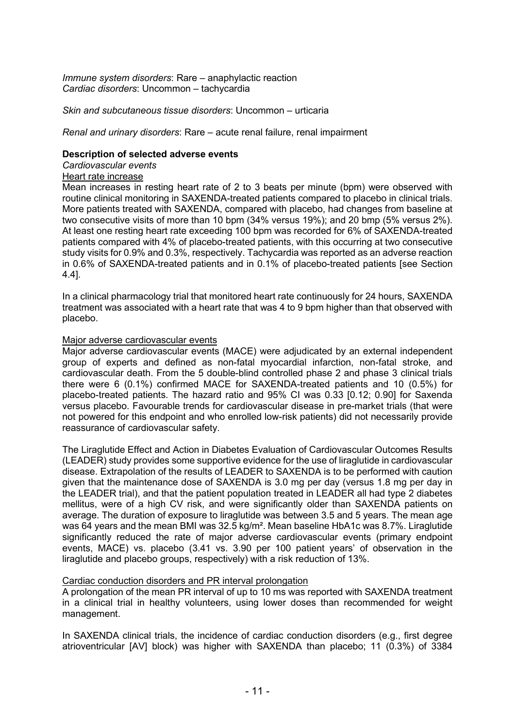*Immune system disorders*: Rare – anaphylactic reaction
*Cardiac disorders*: Uncommon – tachycardia

*Skin and subcutaneous tissue disorders*: Uncommon – urticaria

*Renal and urinary disorders*: Rare – acute renal failure, renal impairment

**Description of selected adverse events**

*Cardiovascular events*

Heart rate increase

Mean increases in resting heart rate of 2 to 3 beats per minute (bpm) were observed with routine clinical monitoring in SAXENDA-treated patients compared to placebo in clinical trials. More patients treated with SAXENDA, compared with placebo, had changes from baseline at two consecutive visits of more than 10 bpm (34% versus 19%); and 20 bmp (5% versus 2%). At least one resting heart rate exceeding 100 bpm was recorded for 6% of SAXENDA-treated patients compared with 4% of placebo-treated patients, with this occurring at two consecutive study visits for 0.9% and 0.3%, respectively. Tachycardia was reported as an adverse reaction in 0.6% of SAXENDA-treated patients and in 0.1% of placebo-treated patients [see Section 4.4].

In a clinical pharmacology trial that monitored heart rate continuously for 24 hours, SAXENDA treatment was associated with a heart rate that was 4 to 9 bpm higher than that observed with placebo.

Major adverse cardiovascular events

Major adverse cardiovascular events (MACE) were adjudicated by an external independent group of experts and defined as non-fatal myocardial infarction, non-fatal stroke, and cardiovascular death. From the 5 double-blind controlled phase 2 and phase 3 clinical trials there were 6 (0.1%) confirmed MACE for SAXENDA-treated patients and 10 (0.5%) for placebo-treated patients. The hazard ratio and 95% CI was 0.33 [0.12; 0.90] for Saxenda versus placebo. Favourable trends for cardiovascular disease in pre-market trials (that were not powered for this endpoint and who enrolled low-risk patients) did not necessarily provide reassurance of cardiovascular safety.

The Liraglutide Effect and Action in Diabetes Evaluation of Cardiovascular Outcomes Results (LEADER) study provides some supportive evidence for the use of liraglutide in cardiovascular disease. Extrapolation of the results of LEADER to SAXENDA is to be performed with caution given that the maintenance dose of SAXENDA is 3.0 mg per day (versus 1.8 mg per day in the LEADER trial), and that the patient population treated in LEADER all had type 2 diabetes mellitus, were of a high CV risk, and were significantly older than SAXENDA patients on average. The duration of exposure to liraglutide was between 3.5 and 5 years. The mean age was 64 years and the mean BMI was 32.5 kg/m². Mean baseline HbA1c was 8.7%. Liraglutide significantly reduced the rate of major adverse cardiovascular events (primary endpoint events, MACE) vs. placebo (3.41 vs. 3.90 per 100 patient years' of observation in the liraglutide and placebo groups, respectively) with a risk reduction of 13%.

Cardiac conduction disorders and PR interval prolongation

A prolongation of the mean PR interval of up to 10 ms was reported with SAXENDA treatment in a clinical trial in healthy volunteers, using lower doses than recommended for weight management.

In SAXENDA clinical trials, the incidence of cardiac conduction disorders (e.g., first degree atrioventricular [AV] block) was higher with SAXENDA than placebo; 11 (0.3%) of 3384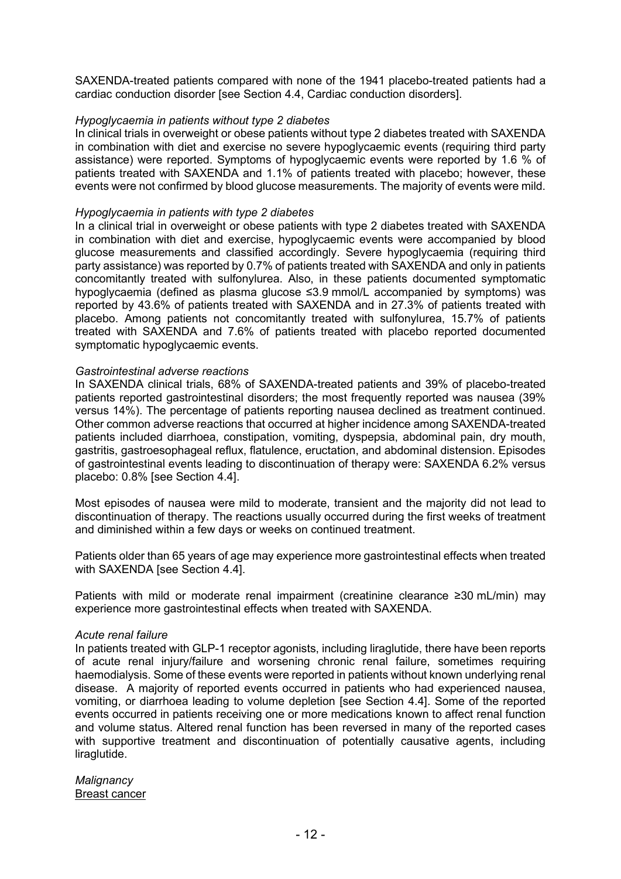SAXENDA-treated patients compared with none of the 1941 placebo-treated patients had a cardiac conduction disorder [see Section 4.4, Cardiac conduction disorders].

*Hypoglycaemia in patients without type 2 diabetes*

In clinical trials in overweight or obese patients without type 2 diabetes treated with SAXENDA in combination with diet and exercise no severe hypoglycaemic events (requiring third party assistance) were reported. Symptoms of hypoglycaemic events were reported by 1.6 % of patients treated with SAXENDA and 1.1% of patients treated with placebo; however, these events were not confirmed by blood glucose measurements. The majority of events were mild.

*Hypoglycaemia in patients with type 2 diabetes*

In a clinical trial in overweight or obese patients with type 2 diabetes treated with SAXENDA in combination with diet and exercise, hypoglycaemic events were accompanied by blood glucose measurements and classified accordingly. Severe hypoglycaemia (requiring third party assistance) was reported by 0.7% of patients treated with SAXENDA and only in patients concomitantly treated with sulfonylurea. Also, in these patients documented symptomatic hypoglycaemia (defined as plasma glucose ≤3.9 mmol/L accompanied by symptoms) was reported by 43.6% of patients treated with SAXENDA and in 27.3% of patients treated with placebo. Among patients not concomitantly treated with sulfonylurea, 15.7% of patients treated with SAXENDA and 7.6% of patients treated with placebo reported documented symptomatic hypoglycaemic events.

*Gastrointestinal adverse reactions*

In SAXENDA clinical trials, 68% of SAXENDA-treated patients and 39% of placebo-treated patients reported gastrointestinal disorders; the most frequently reported was nausea (39% versus 14%). The percentage of patients reporting nausea declined as treatment continued. Other common adverse reactions that occurred at higher incidence among SAXENDA-treated patients included diarrhoea, constipation, vomiting, dyspepsia, abdominal pain, dry mouth, gastritis, gastroesophageal reflux, flatulence, eructation, and abdominal distension. Episodes of gastrointestinal events leading to discontinuation of therapy were: SAXENDA 6.2% versus placebo: 0.8% [see Section 4.4].

Most episodes of nausea were mild to moderate, transient and the majority did not lead to discontinuation of therapy. The reactions usually occurred during the first weeks of treatment and diminished within a few days or weeks on continued treatment.

Patients older than 65 years of age may experience more gastrointestinal effects when treated with SAXENDA [see Section 4.4].

Patients with mild or moderate renal impairment (creatinine clearance ≥30 mL/min) may experience more gastrointestinal effects when treated with SAXENDA.

*Acute renal failure*

In patients treated with GLP-1 receptor agonists, including liraglutide, there have been reports of acute renal injury/failure and worsening chronic renal failure, sometimes requiring haemodialysis. Some of these events were reported in patients without known underlying renal disease. A majority of reported events occurred in patients who had experienced nausea, vomiting, or diarrhoea leading to volume depletion [see Section 4.4]. Some of the reported events occurred in patients receiving one or more medications known to affect renal function and volume status. Altered renal function has been reversed in many of the reported cases with supportive treatment and discontinuation of potentially causative agents, including liraglutide.

*Malignancy*

<u>Breast cancer</u>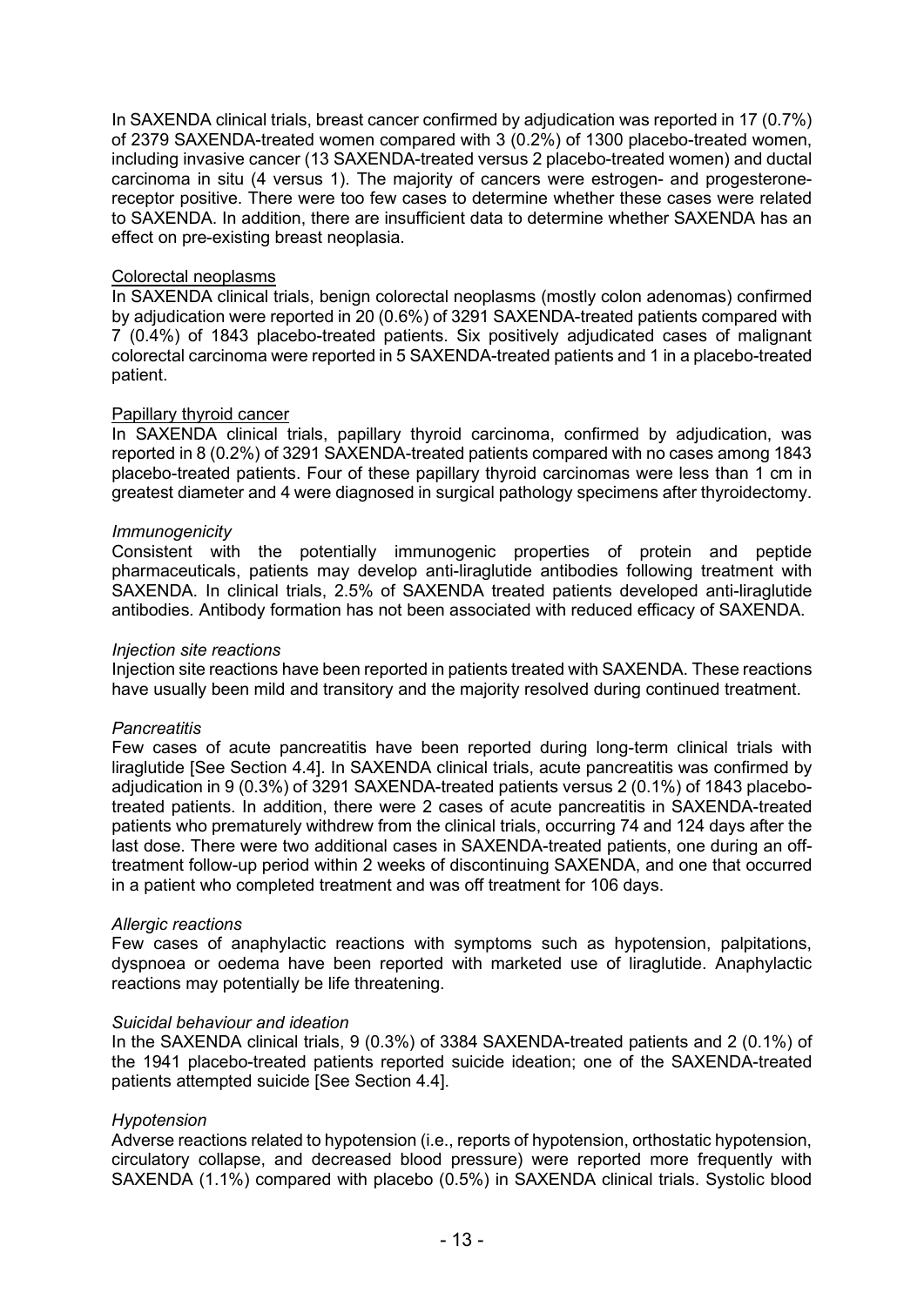In SAXENDA clinical trials, breast cancer confirmed by adjudication was reported in 17 (0.7%) of 2379 SAXENDA-treated women compared with 3 (0.2%) of 1300 placebo-treated women, including invasive cancer (13 SAXENDA-treated versus 2 placebo-treated women) and ductal carcinoma in situ (4 versus 1). The majority of cancers were estrogen- and progesterone-receptor positive. There were too few cases to determine whether these cases were related to SAXENDA. In addition, there are insufficient data to determine whether SAXENDA has an effect on pre-existing breast neoplasia.

Colorectal neoplasms

In SAXENDA clinical trials, benign colorectal neoplasms (mostly colon adenomas) confirmed by adjudication were reported in 20 (0.6%) of 3291 SAXENDA-treated patients compared with 7 (0.4%) of 1843 placebo-treated patients. Six positively adjudicated cases of malignant colorectal carcinoma were reported in 5 SAXENDA-treated patients and 1 in a placebo-treated patient.

Papillary thyroid cancer

In SAXENDA clinical trials, papillary thyroid carcinoma, confirmed by adjudication, was reported in 8 (0.2%) of 3291 SAXENDA-treated patients compared with no cases among 1843 placebo-treated patients. Four of these papillary thyroid carcinomas were less than 1 cm in greatest diameter and 4 were diagnosed in surgical pathology specimens after thyroidectomy.

*Immunogenicity*

Consistent with the potentially immunogenic properties of protein and peptide pharmaceuticals, patients may develop anti-liraglutide antibodies following treatment with SAXENDA. In clinical trials, 2.5% of SAXENDA treated patients developed anti-liraglutide antibodies. Antibody formation has not been associated with reduced efficacy of SAXENDA.

*Injection site reactions*

Injection site reactions have been reported in patients treated with SAXENDA. These reactions have usually been mild and transitory and the majority resolved during continued treatment.

*Pancreatitis*

Few cases of acute pancreatitis have been reported during long-term clinical trials with liraglutide [See Section 4.4]. In SAXENDA clinical trials, acute pancreatitis was confirmed by adjudication in 9 (0.3%) of 3291 SAXENDA-treated patients versus 2 (0.1%) of 1843 placebo-treated patients. In addition, there were 2 cases of acute pancreatitis in SAXENDA-treated patients who prematurely withdrew from the clinical trials, occurring 74 and 124 days after the last dose. There were two additional cases in SAXENDA-treated patients, one during an off-treatment follow-up period within 2 weeks of discontinuing SAXENDA, and one that occurred in a patient who completed treatment and was off treatment for 106 days.

*Allergic reactions*

Few cases of anaphylactic reactions with symptoms such as hypotension, palpitations, dyspnoea or oedema have been reported with marketed use of liraglutide. Anaphylactic reactions may potentially be life threatening.

*Suicidal behaviour and ideation*

In the SAXENDA clinical trials, 9 (0.3%) of 3384 SAXENDA-treated patients and 2 (0.1%) of the 1941 placebo-treated patients reported suicide ideation; one of the SAXENDA-treated patients attempted suicide [See Section 4.4].

*Hypotension*

Adverse reactions related to hypotension (i.e., reports of hypotension, orthostatic hypotension, circulatory collapse, and decreased blood pressure) were reported more frequently with SAXENDA (1.1%) compared with placebo (0.5%) in SAXENDA clinical trials. Systolic blood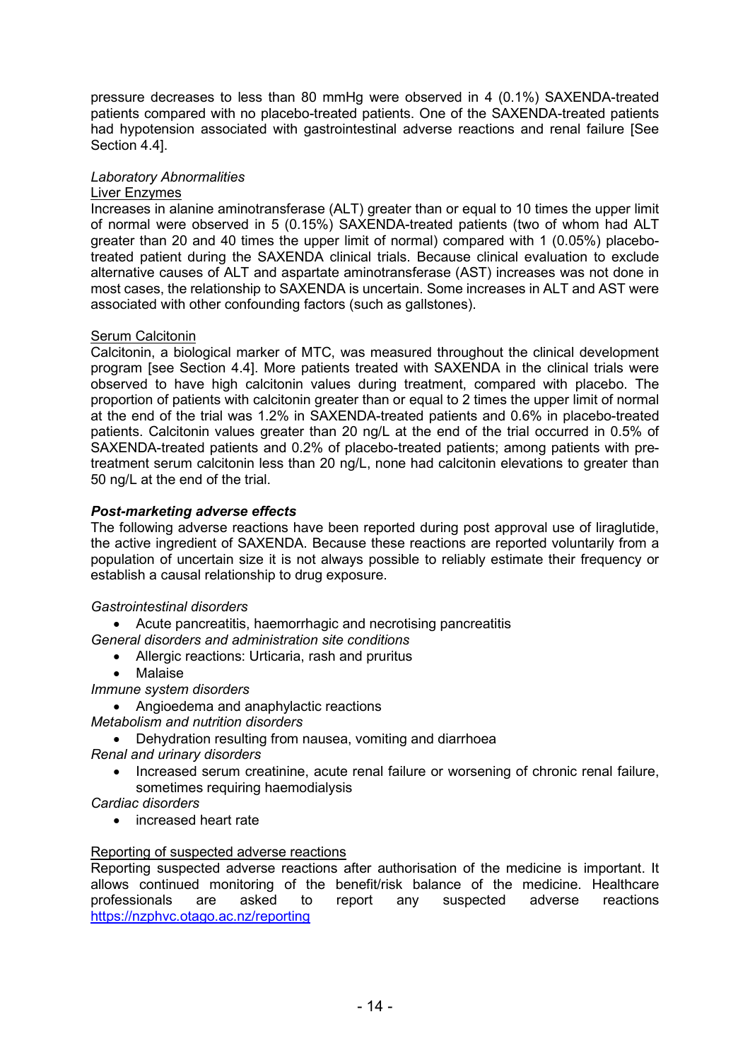pressure decreases to less than 80 mmHg were observed in 4 (0.1%) SAXENDA-treated patients compared with no placebo-treated patients. One of the SAXENDA-treated patients had hypotension associated with gastrointestinal adverse reactions and renal failure [See Section 4.4].

*Laboratory Abnormalities*

Liver Enzymes

Increases in alanine aminotransferase (ALT) greater than or equal to 10 times the upper limit of normal were observed in 5 (0.15%) SAXENDA-treated patients (two of whom had ALT greater than 20 and 40 times the upper limit of normal) compared with 1 (0.05%) placebo-treated patient during the SAXENDA clinical trials. Because clinical evaluation to exclude alternative causes of ALT and aspartate aminotransferase (AST) increases was not done in most cases, the relationship to SAXENDA is uncertain. Some increases in ALT and AST were associated with other confounding factors (such as gallstones).

Serum Calcitonin

Calcitonin, a biological marker of MTC, was measured throughout the clinical development program [see Section 4.4]. More patients treated with SAXENDA in the clinical trials were observed to have high calcitonin values during treatment, compared with placebo. The proportion of patients with calcitonin greater than or equal to 2 times the upper limit of normal at the end of the trial was 1.2% in SAXENDA-treated patients and 0.6% in placebo-treated patients. Calcitonin values greater than 20 ng/L at the end of the trial occurred in 0.5% of SAXENDA-treated patients and 0.2% of placebo-treated patients; among patients with pre-treatment serum calcitonin less than 20 ng/L, none had calcitonin elevations to greater than 50 ng/L at the end of the trial.

***Post-marketing adverse effects***

The following adverse reactions have been reported during post approval use of liraglutide, the active ingredient of SAXENDA. Because these reactions are reported voluntarily from a population of uncertain size it is not always possible to reliably estimate their frequency or establish a causal relationship to drug exposure.

*Gastrointestinal disorders*

- Acute pancreatitis, haemorrhagic and necrotising pancreatitis

*General disorders and administration site conditions*

- Allergic reactions: Urticaria, rash and pruritus
- Malaise

*Immune system disorders*

- Angioedema and anaphylactic reactions

*Metabolism and nutrition disorders*

- Dehydration resulting from nausea, vomiting and diarrhoea

*Renal and urinary disorders*

- Increased serum creatinine, acute renal failure or worsening of chronic renal failure, sometimes requiring haemodialysis

*Cardiac disorders*

- increased heart rate

Reporting of suspected adverse reactions

Reporting suspected adverse reactions after authorisation of the medicine is important. It allows continued monitoring of the benefit/risk balance of the medicine. Healthcare professionals are asked to report any suspected adverse reactions https://nzphvc.otago.ac.nz/reporting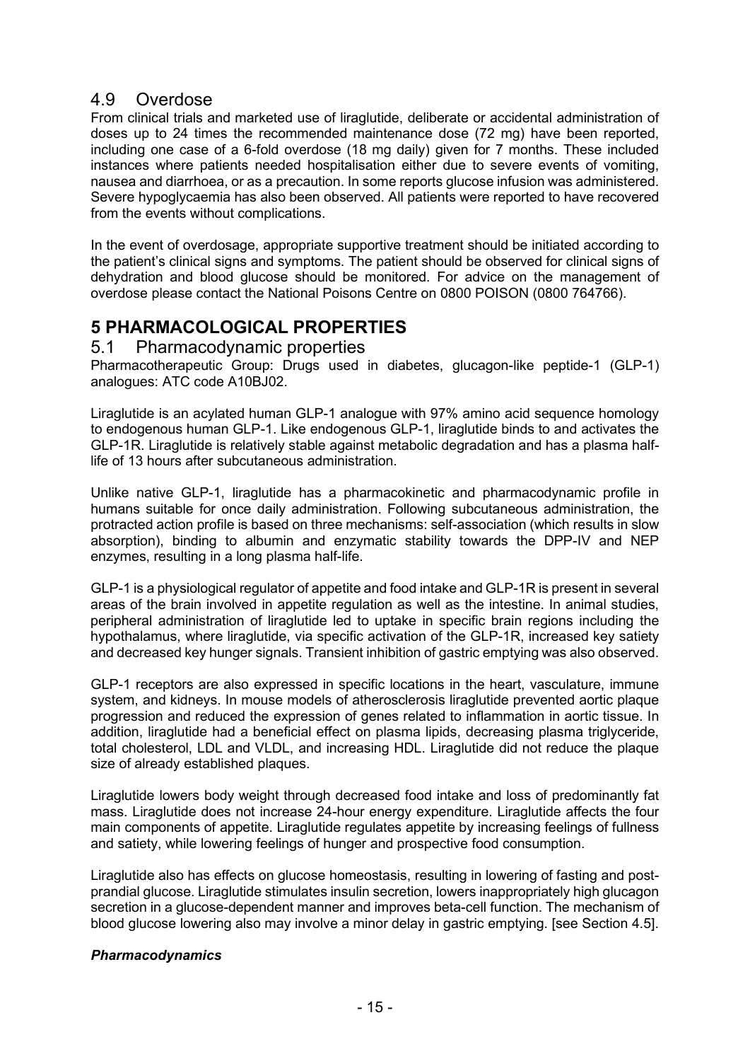## 4.9 Overdose

From clinical trials and marketed use of liraglutide, deliberate or accidental administration of doses up to 24 times the recommended maintenance dose (72 mg) have been reported, including one case of a 6-fold overdose (18 mg daily) given for 7 months. These included instances where patients needed hospitalisation either due to severe events of vomiting, nausea and diarrhoea, or as a precaution. In some reports glucose infusion was administered. Severe hypoglycaemia has also been observed. All patients were reported to have recovered from the events without complications.

In the event of overdosage, appropriate supportive treatment should be initiated according to the patient's clinical signs and symptoms. The patient should be observed for clinical signs of dehydration and blood glucose should be monitored. For advice on the management of overdose please contact the National Poisons Centre on 0800 POISON (0800 764766).

# 5 PHARMACOLOGICAL PROPERTIES

## 5.1 Pharmacodynamic properties

Pharmacotherapeutic Group: Drugs used in diabetes, glucagon-like peptide-1 (GLP-1) analogues: ATC code A10BJ02.

Liraglutide is an acylated human GLP-1 analogue with 97% amino acid sequence homology to endogenous human GLP-1. Like endogenous GLP-1, liraglutide binds to and activates the GLP-1R. Liraglutide is relatively stable against metabolic degradation and has a plasma half-life of 13 hours after subcutaneous administration.

Unlike native GLP-1, liraglutide has a pharmacokinetic and pharmacodynamic profile in humans suitable for once daily administration. Following subcutaneous administration, the protracted action profile is based on three mechanisms: self-association (which results in slow absorption), binding to albumin and enzymatic stability towards the DPP-IV and NEP enzymes, resulting in a long plasma half-life.

GLP-1 is a physiological regulator of appetite and food intake and GLP-1R is present in several areas of the brain involved in appetite regulation as well as the intestine. In animal studies, peripheral administration of liraglutide led to uptake in specific brain regions including the hypothalamus, where liraglutide, via specific activation of the GLP-1R, increased key satiety and decreased key hunger signals. Transient inhibition of gastric emptying was also observed.

GLP-1 receptors are also expressed in specific locations in the heart, vasculature, immune system, and kidneys. In mouse models of atherosclerosis liraglutide prevented aortic plaque progression and reduced the expression of genes related to inflammation in aortic tissue. In addition, liraglutide had a beneficial effect on plasma lipids, decreasing plasma triglyceride, total cholesterol, LDL and VLDL, and increasing HDL. Liraglutide did not reduce the plaque size of already established plaques.

Liraglutide lowers body weight through decreased food intake and loss of predominantly fat mass. Liraglutide does not increase 24-hour energy expenditure. Liraglutide affects the four main components of appetite. Liraglutide regulates appetite by increasing feelings of fullness and satiety, while lowering feelings of hunger and prospective food consumption.

Liraglutide also has effects on glucose homeostasis, resulting in lowering of fasting and post-prandial glucose. Liraglutide stimulates insulin secretion, lowers inappropriately high glucagon secretion in a glucose-dependent manner and improves beta-cell function. The mechanism of blood glucose lowering also may involve a minor delay in gastric emptying. [see Section 4.5].

***Pharmacodynamics***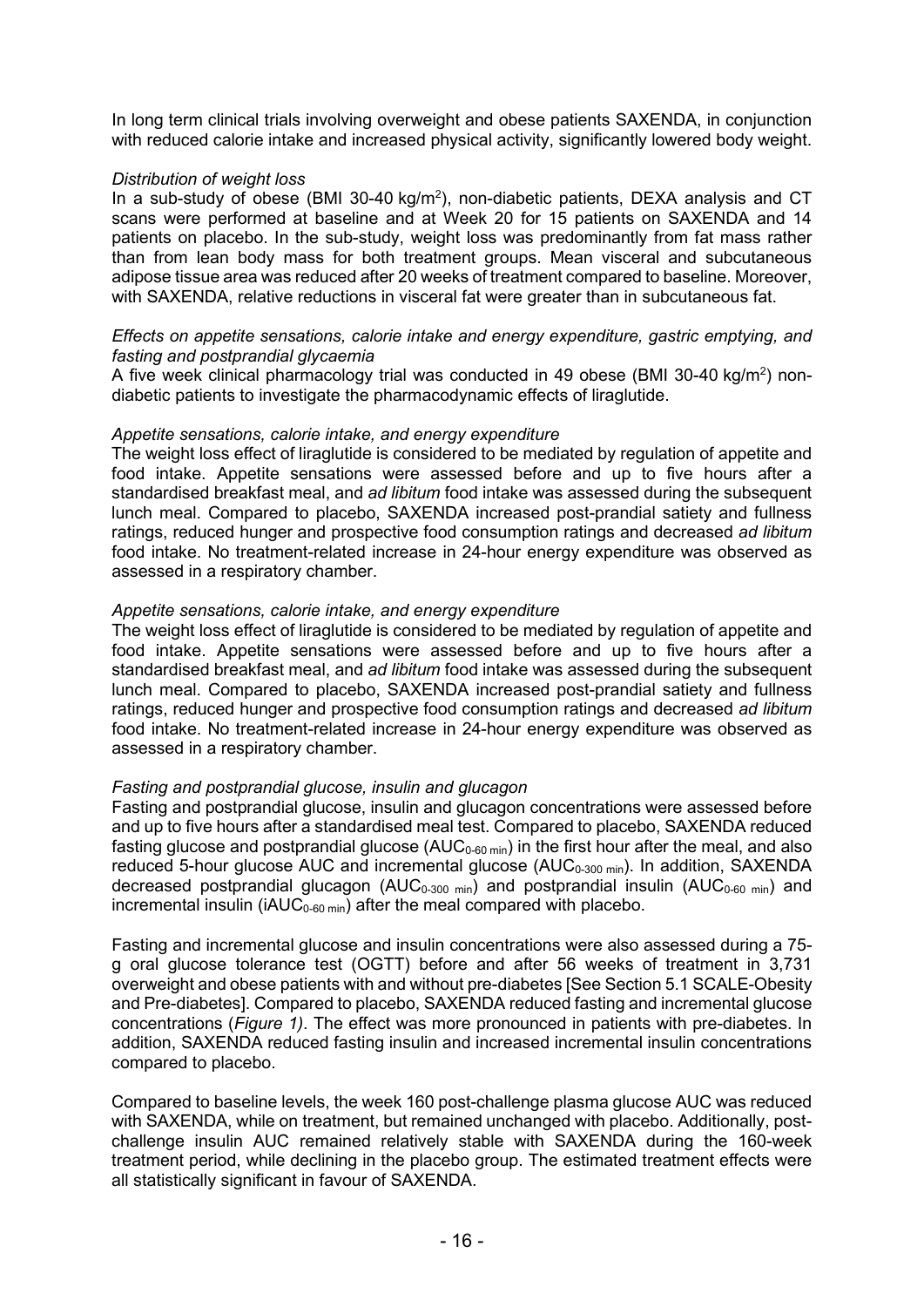In long term clinical trials involving overweight and obese patients SAXENDA, in conjunction with reduced calorie intake and increased physical activity, significantly lowered body weight.

*Distribution of weight loss*

In a sub-study of obese (BMI 30-40 kg/m$^2$), non-diabetic patients, DEXA analysis and CT scans were performed at baseline and at Week 20 for 15 patients on SAXENDA and 14 patients on placebo. In the sub-study, weight loss was predominantly from fat mass rather than from lean body mass for both treatment groups. Mean visceral and subcutaneous adipose tissue area was reduced after 20 weeks of treatment compared to baseline. Moreover, with SAXENDA, relative reductions in visceral fat were greater than in subcutaneous fat.

*Effects on appetite sensations, calorie intake and energy expenditure, gastric emptying, and fasting and postprandial glycaemia*

A five week clinical pharmacology trial was conducted in 49 obese (BMI 30-40 kg/m$^2$) non-diabetic patients to investigate the pharmacodynamic effects of liraglutide.

*Appetite sensations, calorie intake, and energy expenditure*

The weight loss effect of liraglutide is considered to be mediated by regulation of appetite and food intake. Appetite sensations were assessed before and up to five hours after a standardised breakfast meal, and *ad libitum* food intake was assessed during the subsequent lunch meal. Compared to placebo, SAXENDA increased post-prandial satiety and fullness ratings, reduced hunger and prospective food consumption ratings and decreased *ad libitum* food intake. No treatment-related increase in 24-hour energy expenditure was observed as assessed in a respiratory chamber.

*Appetite sensations, calorie intake, and energy expenditure*

The weight loss effect of liraglutide is considered to be mediated by regulation of appetite and food intake. Appetite sensations were assessed before and up to five hours after a standardised breakfast meal, and *ad libitum* food intake was assessed during the subsequent lunch meal. Compared to placebo, SAXENDA increased post-prandial satiety and fullness ratings, reduced hunger and prospective food consumption ratings and decreased *ad libitum* food intake. No treatment-related increase in 24-hour energy expenditure was observed as assessed in a respiratory chamber.

*Fasting and postprandial glucose, insulin and glucagon*

Fasting and postprandial glucose, insulin and glucagon concentrations were assessed before and up to five hours after a standardised meal test. Compared to placebo, SAXENDA reduced fasting glucose and postprandial glucose ($AUC_{0\text{-}60\ min}$) in the first hour after the meal, and also reduced 5-hour glucose AUC and incremental glucose ($AUC_{0\text{-}300\ min}$). In addition, SAXENDA decreased postprandial glucagon ($AUC_{0\text{-}300\ min}$) and postprandial insulin ($AUC_{0\text{-}60\ min}$) and incremental insulin ($iAUC_{0\text{-}60\ min}$) after the meal compared with placebo.

Fasting and incremental glucose and insulin concentrations were also assessed during a 75-g oral glucose tolerance test (OGTT) before and after 56 weeks of treatment in 3,731 overweight and obese patients with and without pre-diabetes [See Section 5.1 SCALE-Obesity and Pre-diabetes]. Compared to placebo, SAXENDA reduced fasting and incremental glucose concentrations (*Figure 1)*. The effect was more pronounced in patients with pre-diabetes. In addition, SAXENDA reduced fasting insulin and increased incremental insulin concentrations compared to placebo.

Compared to baseline levels, the week 160 post-challenge plasma glucose AUC was reduced with SAXENDA, while on treatment, but remained unchanged with placebo. Additionally, post-challenge insulin AUC remained relatively stable with SAXENDA during the 160-week treatment period, while declining in the placebo group. The estimated treatment effects were all statistically significant in favour of SAXENDA.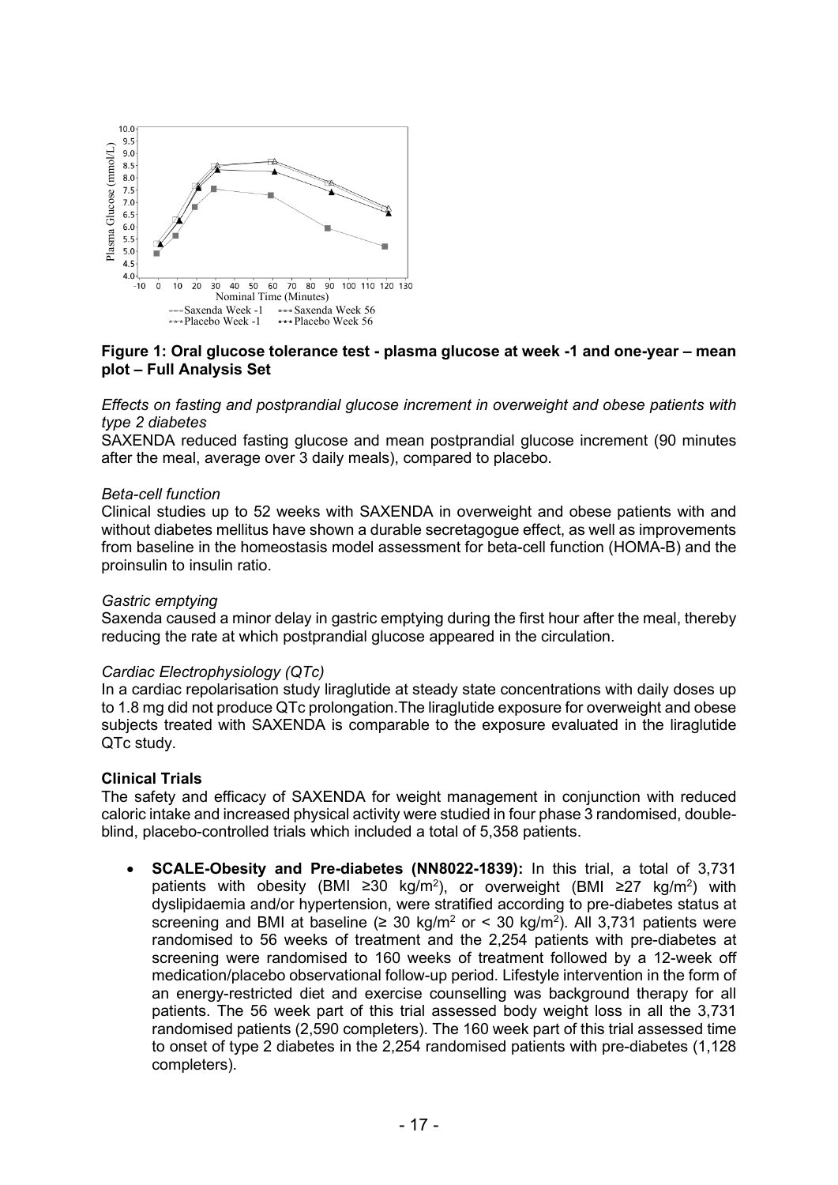**Figure 1: Oral glucose tolerance test - plasma glucose at week -1 and one-year – mean plot – Full Analysis Set**

*Effects on fasting and postprandial glucose increment in overweight and obese patients with type 2 diabetes*

SAXENDA reduced fasting glucose and mean postprandial glucose increment (90 minutes after the meal, average over 3 daily meals), compared to placebo.

*Beta-cell function*

Clinical studies up to 52 weeks with SAXENDA in overweight and obese patients with and without diabetes mellitus have shown a durable secretagogue effect, as well as improvements from baseline in the homeostasis model assessment for beta-cell function (HOMA-B) and the proinsulin to insulin ratio.

*Gastric emptying*

Saxenda caused a minor delay in gastric emptying during the first hour after the meal, thereby reducing the rate at which postprandial glucose appeared in the circulation.

*Cardiac Electrophysiology (QTc)*

In a cardiac repolarisation study liraglutide at steady state concentrations with daily doses up to 1.8 mg did not produce QTc prolongation.The liraglutide exposure for overweight and obese subjects treated with SAXENDA is comparable to the exposure evaluated in the liraglutide QTc study.

**Clinical Trials**

The safety and efficacy of SAXENDA for weight management in conjunction with reduced caloric intake and increased physical activity were studied in four phase 3 randomised, double-blind, placebo-controlled trials which included a total of 5,358 patients.

- **SCALE-Obesity and Pre-diabetes (NN8022-1839):** In this trial, a total of 3,731 patients with obesity (BMI ≥30 kg/m$^2$), or overweight (BMI ≥27 kg/m$^2$) with dyslipidaemia and/or hypertension, were stratified according to pre-diabetes status at screening and BMI at baseline (≥ 30 kg/m$^2$ or < 30 kg/m$^2$). All 3,731 patients were randomised to 56 weeks of treatment and the 2,254 patients with pre-diabetes at screening were randomised to 160 weeks of treatment followed by a 12-week off medication/placebo observational follow-up period. Lifestyle intervention in the form of an energy-restricted diet and exercise counselling was background therapy for all patients. The 56 week part of this trial assessed body weight loss in all the 3,731 randomised patients (2,590 completers). The 160 week part of this trial assessed time to onset of type 2 diabetes in the 2,254 randomised patients with pre-diabetes (1,128 completers).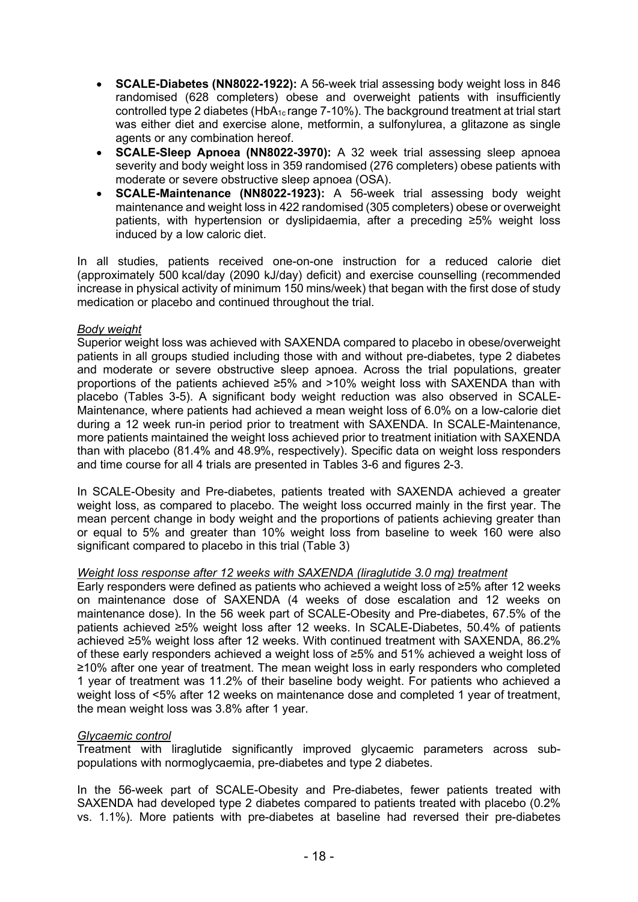- **SCALE-Diabetes (NN8022-1922):** A 56-week trial assessing body weight loss in 846 randomised (628 completers) obese and overweight patients with insufficiently controlled type 2 diabetes ($HbA_{1c}$ range 7-10%). The background treatment at trial start was either diet and exercise alone, metformin, a sulfonylurea, a glitazone as single agents or any combination hereof.
- **SCALE-Sleep Apnoea (NN8022-3970):** A 32 week trial assessing sleep apnoea severity and body weight loss in 359 randomised (276 completers) obese patients with moderate or severe obstructive sleep apnoea (OSA).
- **SCALE-Maintenance (NN8022-1923):** A 56-week trial assessing body weight maintenance and weight loss in 422 randomised (305 completers) obese or overweight patients, with hypertension or dyslipidaemia, after a preceding ≥5% weight loss induced by a low caloric diet.

In all studies, patients received one-on-one instruction for a reduced calorie diet (approximately 500 kcal/day (2090 kJ/day) deficit) and exercise counselling (recommended increase in physical activity of minimum 150 mins/week) that began with the first dose of study medication or placebo and continued throughout the trial.

*Body weight*

Superior weight loss was achieved with SAXENDA compared to placebo in obese/overweight patients in all groups studied including those with and without pre-diabetes, type 2 diabetes and moderate or severe obstructive sleep apnoea. Across the trial populations, greater proportions of the patients achieved ≥5% and >10% weight loss with SAXENDA than with placebo (Tables 3-5). A significant body weight reduction was also observed in SCALE-Maintenance, where patients had achieved a mean weight loss of 6.0% on a low-calorie diet during a 12 week run-in period prior to treatment with SAXENDA. In SCALE-Maintenance, more patients maintained the weight loss achieved prior to treatment initiation with SAXENDA than with placebo (81.4% and 48.9%, respectively). Specific data on weight loss responders and time course for all 4 trials are presented in Tables 3-6 and figures 2-3.

In SCALE-Obesity and Pre-diabetes, patients treated with SAXENDA achieved a greater weight loss, as compared to placebo. The weight loss occurred mainly in the first year. The mean percent change in body weight and the proportions of patients achieving greater than or equal to 5% and greater than 10% weight loss from baseline to week 160 were also significant compared to placebo in this trial (Table 3)

*Weight loss response after 12 weeks with SAXENDA (liraglutide 3.0 mg) treatment*

Early responders were defined as patients who achieved a weight loss of ≥5% after 12 weeks on maintenance dose of SAXENDA (4 weeks of dose escalation and 12 weeks on maintenance dose). In the 56 week part of SCALE-Obesity and Pre-diabetes, 67.5% of the patients achieved ≥5% weight loss after 12 weeks. In SCALE-Diabetes, 50.4% of patients achieved ≥5% weight loss after 12 weeks. With continued treatment with SAXENDA, 86.2% of these early responders achieved a weight loss of ≥5% and 51% achieved a weight loss of ≥10% after one year of treatment. The mean weight loss in early responders who completed 1 year of treatment was 11.2% of their baseline body weight. For patients who achieved a weight loss of <5% after 12 weeks on maintenance dose and completed 1 year of treatment, the mean weight loss was 3.8% after 1 year.

*Glycaemic control*

Treatment with liraglutide significantly improved glycaemic parameters across sub-populations with normoglycaemia, pre-diabetes and type 2 diabetes.

In the 56-week part of SCALE-Obesity and Pre-diabetes, fewer patients treated with SAXENDA had developed type 2 diabetes compared to patients treated with placebo (0.2% vs. 1.1%). More patients with pre-diabetes at baseline had reversed their pre-diabetes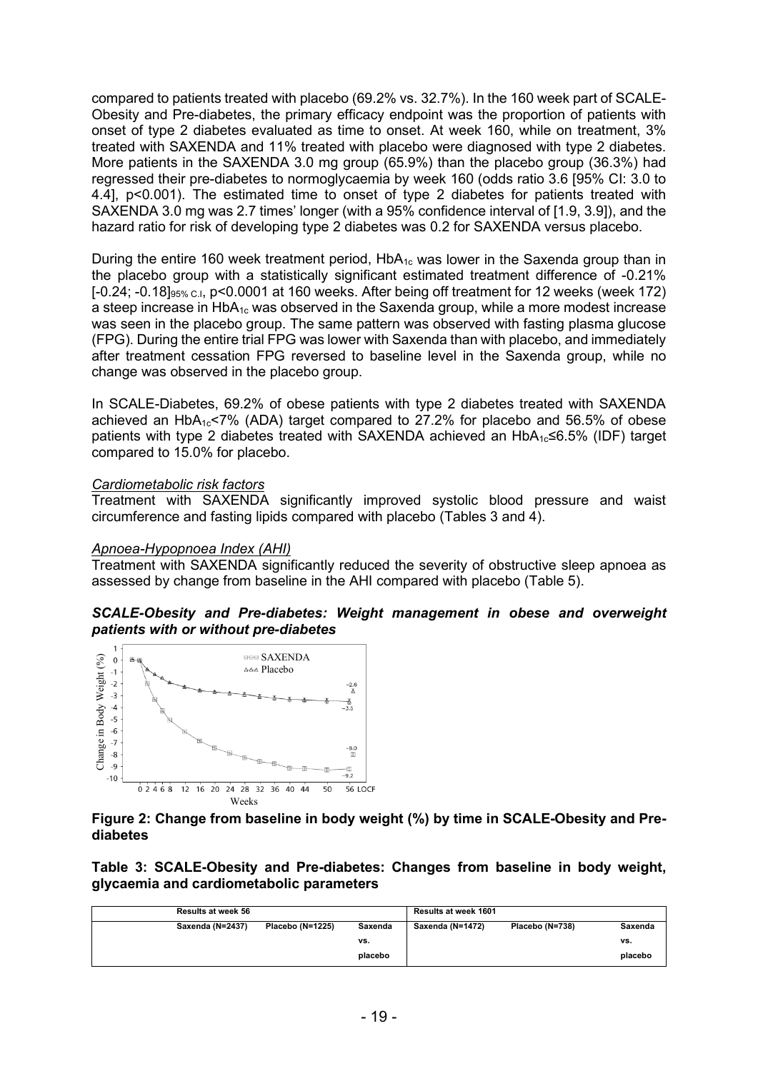compared to patients treated with placebo (69.2% vs. 32.7%). In the 160 week part of SCALE-Obesity and Pre-diabetes, the primary efficacy endpoint was the proportion of patients with onset of type 2 diabetes evaluated as time to onset. At week 160, while on treatment, 3% treated with SAXENDA and 11% treated with placebo were diagnosed with type 2 diabetes. More patients in the SAXENDA 3.0 mg group (65.9%) than the placebo group (36.3%) had regressed their pre-diabetes to normoglycaemia by week 160 (odds ratio 3.6 [95% CI: 3.0 to 4.4], p<0.001). The estimated time to onset of type 2 diabetes for patients treated with SAXENDA 3.0 mg was 2.7 times' longer (with a 95% confidence interval of [1.9, 3.9]), and the hazard ratio for risk of developing type 2 diabetes was 0.2 for SAXENDA versus placebo.

During the entire 160 week treatment period, $HbA_{1c}$ was lower in the Saxenda group than in the placebo group with a statistically significant estimated treatment difference of -0.21% $[-0.24; -0.18]_{95\% \text{ C.I}}$, p<0.0001 at 160 weeks. After being off treatment for 12 weeks (week 172) a steep increase in $HbA_{1c}$ was observed in the Saxenda group, while a more modest increase was seen in the placebo group. The same pattern was observed with fasting plasma glucose (FPG). During the entire trial FPG was lower with Saxenda than with placebo, and immediately after treatment cessation FPG reversed to baseline level in the Saxenda group, while no change was observed in the placebo group.

In SCALE-Diabetes, 69.2% of obese patients with type 2 diabetes treated with SAXENDA achieved an $HbA_{1c}$<7% (ADA) target compared to 27.2% for placebo and 56.5% of obese patients with type 2 diabetes treated with SAXENDA achieved an $HbA_{1c}$≤6.5% (IDF) target compared to 15.0% for placebo.

*Cardiometabolic risk factors*

Treatment with SAXENDA significantly improved systolic blood pressure and waist circumference and fasting lipids compared with placebo (Tables 3 and 4).

*Apnoea-Hypopnoea Index (AHI)*

Treatment with SAXENDA significantly reduced the severity of obstructive sleep apnoea as assessed by change from baseline in the AHI compared with placebo (Table 5).

***SCALE-Obesity and Pre-diabetes: Weight management in obese and overweight patients with or without pre-diabetes***

**Figure 2: Change from baseline in body weight (%) by time in SCALE-Obesity and Pre-diabetes**

**Table 3: SCALE-Obesity and Pre-diabetes: Changes from baseline in body weight, glycaemia and cardiometabolic parameters**

| | Results at week 56 | | | Results at week 1601 | | |
|---|---|---|---|---|---|---|
| | Saxenda (N=2437) | Placebo (N=1225) | Saxenda vs. placebo | Saxenda (N=1472) | Placebo (N=738) | Saxenda vs. placebo |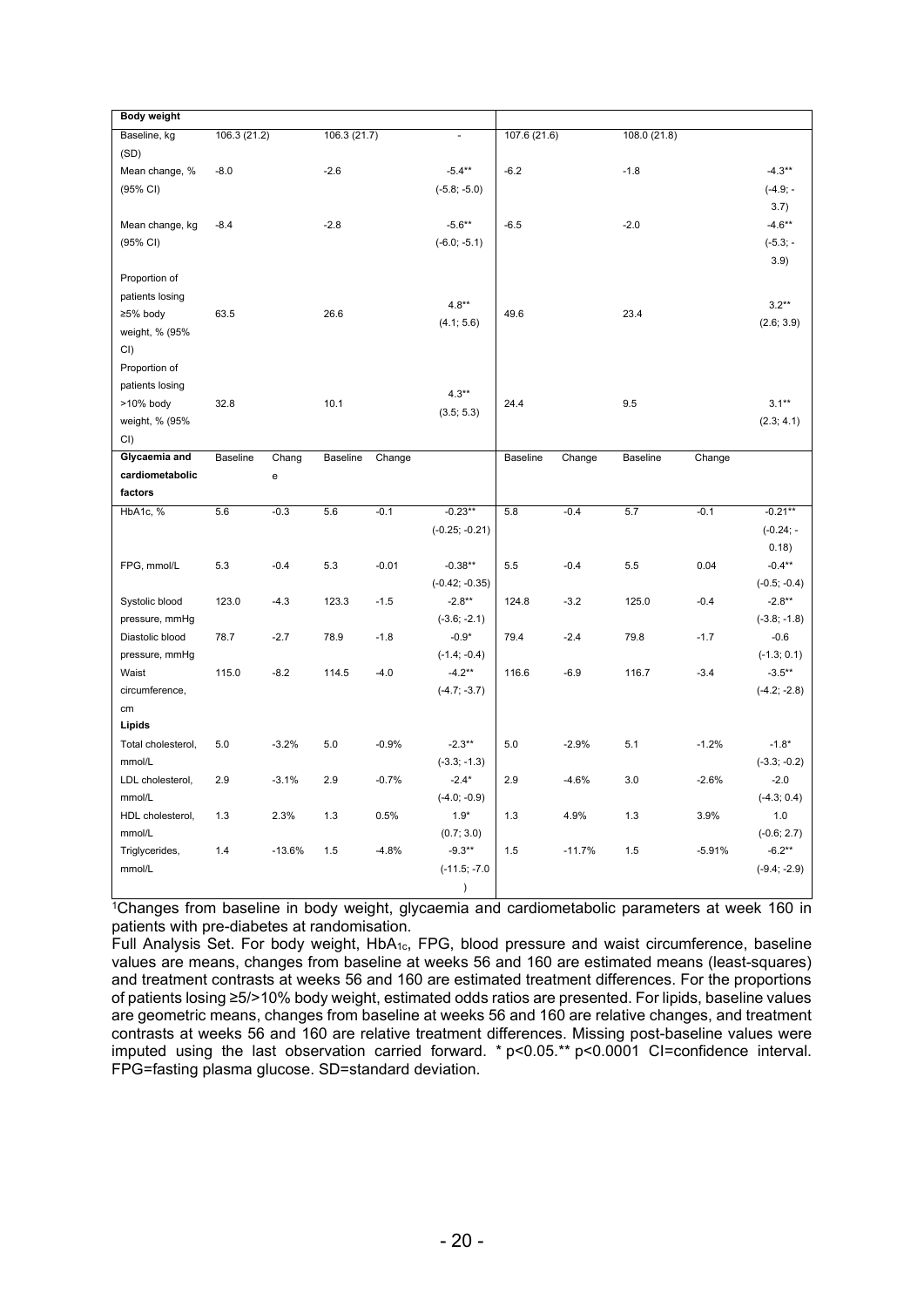| Body weight | | | | | | | | | | |
|---|---|---|---|---|---|---|---|---|---|---|
| Baseline, kg (SD) | 106.3 (21.2) | | 106.3 (21.7) | | - | 107.6 (21.6) | | 108.0 (21.8) | | |
| Mean change, % (95% CI) | -8.0 | | -2.6 | | -5.4** (-5.8; -5.0) | -6.2 | | -1.8 | | -4.3** (-4.9; -3.7) |
| Mean change, kg (95% CI) | -8.4 | | -2.8 | | -5.6** (-6.0; -5.1) | -6.5 | | -2.0 | | -4.6** (-5.3; -3.9) |
| Proportion of patients losing ≥5% body weight, % (95% CI) | 63.5 | | 26.6 | | 4.8** (4.1; 5.6) | 49.6 | | 23.4 | | 3.2** (2.6; 3.9) |
| Proportion of patients losing >10% body weight, % (95% CI) | 32.8 | | 10.1 | | 4.3** (3.5; 5.3) | 24.4 | | 9.5 | | 3.1** (2.3; 4.1) |
| **Glycaemia and cardiometabolic factors** | Baseline | Change | Baseline | Change | | Baseline | Change | Baseline | Change | |
| HbA1c, % | 5.6 | -0.3 | 5.6 | -0.1 | -0.23** (-0.25; -0.21) | 5.8 | -0.4 | 5.7 | -0.1 | -0.21** (-0.24; -0.18) |
| FPG, mmol/L | 5.3 | -0.4 | 5.3 | -0.01 | -0.38** (-0.42; -0.35) | 5.5 | -0.4 | 5.5 | 0.04 | -0.4** (-0.5; -0.4) |
| Systolic blood pressure, mmHg | 123.0 | -4.3 | 123.3 | -1.5 | -2.8** (-3.6; -2.1) | 124.8 | -3.2 | 125.0 | -0.4 | -2.8** (-3.8; -1.8) |
| Diastolic blood pressure, mmHg | 78.7 | -2.7 | 78.9 | -1.8 | -0.9* (-1.4; -0.4) | 79.4 | -2.4 | 79.8 | -1.7 | -0.6 (-1.3; 0.1) |
| Waist circumference, cm | 115.0 | -8.2 | 114.5 | -4.0 | -4.2** (-4.7; -3.7) | 116.6 | -6.9 | 116.7 | -3.4 | -3.5** (-4.2; -2.8) |
| **Lipids** | | | | | | | | | | |
| Total cholesterol, mmol/L | 5.0 | -3.2% | 5.0 | -0.9% | -2.3** (-3.3; -1.3) | 5.0 | -2.9% | 5.1 | -1.2% | -1.8* (-3.3; -0.2) |
| LDL cholesterol, mmol/L | 2.9 | -3.1% | 2.9 | -0.7% | -2.4* (-4.0; -0.9) | 2.9 | -4.6% | 3.0 | -2.6% | -2.0 (-4.3; 0.4) |
| HDL cholesterol, mmol/L | 1.3 | 2.3% | 1.3 | 0.5% | 1.9* (0.7; 3.0) | 1.3 | 4.9% | 1.3 | 3.9% | 1.0 (-0.6; 2.7) |
| Triglycerides, mmol/L | 1.4 | -13.6% | 1.5 | -4.8% | -9.3** (-11.5; -7.0) | 1.5 | -11.7% | 1.5 | -5.91% | -6.2** (-9.4; -2.9) |

[1]Changes from baseline in body weight, glycaemia and cardiometabolic parameters at week 160 in patients with pre-diabetes at randomisation.

Full Analysis Set. For body weight, $HbA_{1c}$, FPG, blood pressure and waist circumference, baseline values are means, changes from baseline at weeks 56 and 160 are estimated means (least-squares) and treatment contrasts at weeks 56 and 160 are estimated treatment differences. For the proportions of patients losing ≥5/>10% body weight, estimated odds ratios are presented. For lipids, baseline values are geometric means, changes from baseline at weeks 56 and 160 are relative changes, and treatment contrasts at weeks 56 and 160 are relative treatment differences. Missing post-baseline values were imputed using the last observation carried forward. * p<0.05.** p<0.0001 CI=confidence interval. FPG=fasting plasma glucose. SD=standard deviation.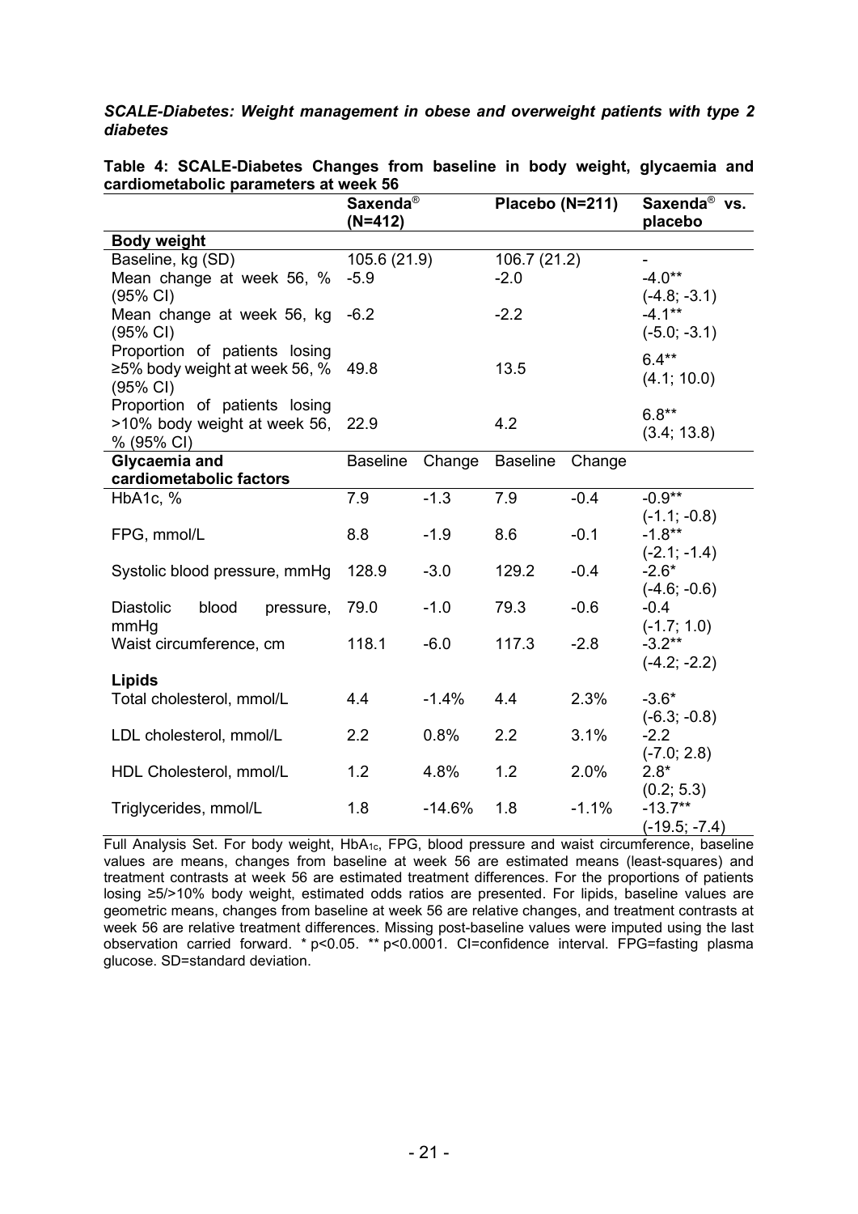***SCALE-Diabetes: Weight management in obese and overweight patients with type 2 diabetes***

**Table 4: SCALE-Diabetes Changes from baseline in body weight, glycaemia and cardiometabolic parameters at week 56**

| | Saxenda® (N=412) | | Placebo (N=211) | | Saxenda® vs. placebo |
|---|---|---|---|---|---|
| **Body weight** | | | | | |
| Baseline, kg (SD) | 105.6 (21.9) | | 106.7 (21.2) | | - |
| Mean change at week 56, % (95% CI) | -5.9 | | -2.0 | | -4.0** (-4.8; -3.1) |
| Mean change at week 56, kg (95% CI) | -6.2 | | -2.2 | | -4.1** (-5.0; -3.1) |
| Proportion of patients losing ≥5% body weight at week 56, % (95% CI) | 49.8 | | 13.5 | | 6.4** (4.1; 10.0) |
| Proportion of patients losing >10% body weight at week 56, % (95% CI) | 22.9 | | 4.2 | | 6.8** (3.4; 13.8) |
| **Glycaemia and cardiometabolic factors** | Baseline | Change | Baseline | Change | |
| HbA1c, % | 7.9 | -1.3 | 7.9 | -0.4 | -0.9** (-1.1; -0.8) |
| FPG, mmol/L | 8.8 | -1.9 | 8.6 | -0.1 | -1.8** (-2.1; -1.4) |
| Systolic blood pressure, mmHg | 128.9 | -3.0 | 129.2 | -0.4 | -2.6* (-4.6; -0.6) |
| Diastolic blood pressure, mmHg | 79.0 | -1.0 | 79.3 | -0.6 | -0.4 (-1.7; 1.0) |
| Waist circumference, cm | 118.1 | -6.0 | 117.3 | -2.8 | -3.2** (-4.2; -2.2) |
| **Lipids** | | | | | |
| Total cholesterol, mmol/L | 4.4 | -1.4% | 4.4 | 2.3% | -3.6* (-6.3; -0.8) |
| LDL cholesterol, mmol/L | 2.2 | 0.8% | 2.2 | 3.1% | -2.2 (-7.0; 2.8) |
| HDL Cholesterol, mmol/L | 1.2 | 4.8% | 1.2 | 2.0% | 2.8* (0.2; 5.3) |
| Triglycerides, mmol/L | 1.8 | -14.6% | 1.8 | -1.1% | -13.7** (-19.5; -7.4) |

Full Analysis Set. For body weight, $HbA_{1c}$, FPG, blood pressure and waist circumference, baseline values are means, changes from baseline at week 56 are estimated means (least-squares) and treatment contrasts at week 56 are estimated treatment differences. For the proportions of patients losing ≥5/>10% body weight, estimated odds ratios are presented. For lipids, baseline values are geometric means, changes from baseline at week 56 are relative changes, and treatment contrasts at week 56 are relative treatment differences. Missing post-baseline values were imputed using the last observation carried forward. * $p<0.05$. ** $p<0.0001$. CI=confidence interval. FPG=fasting plasma glucose. SD=standard deviation.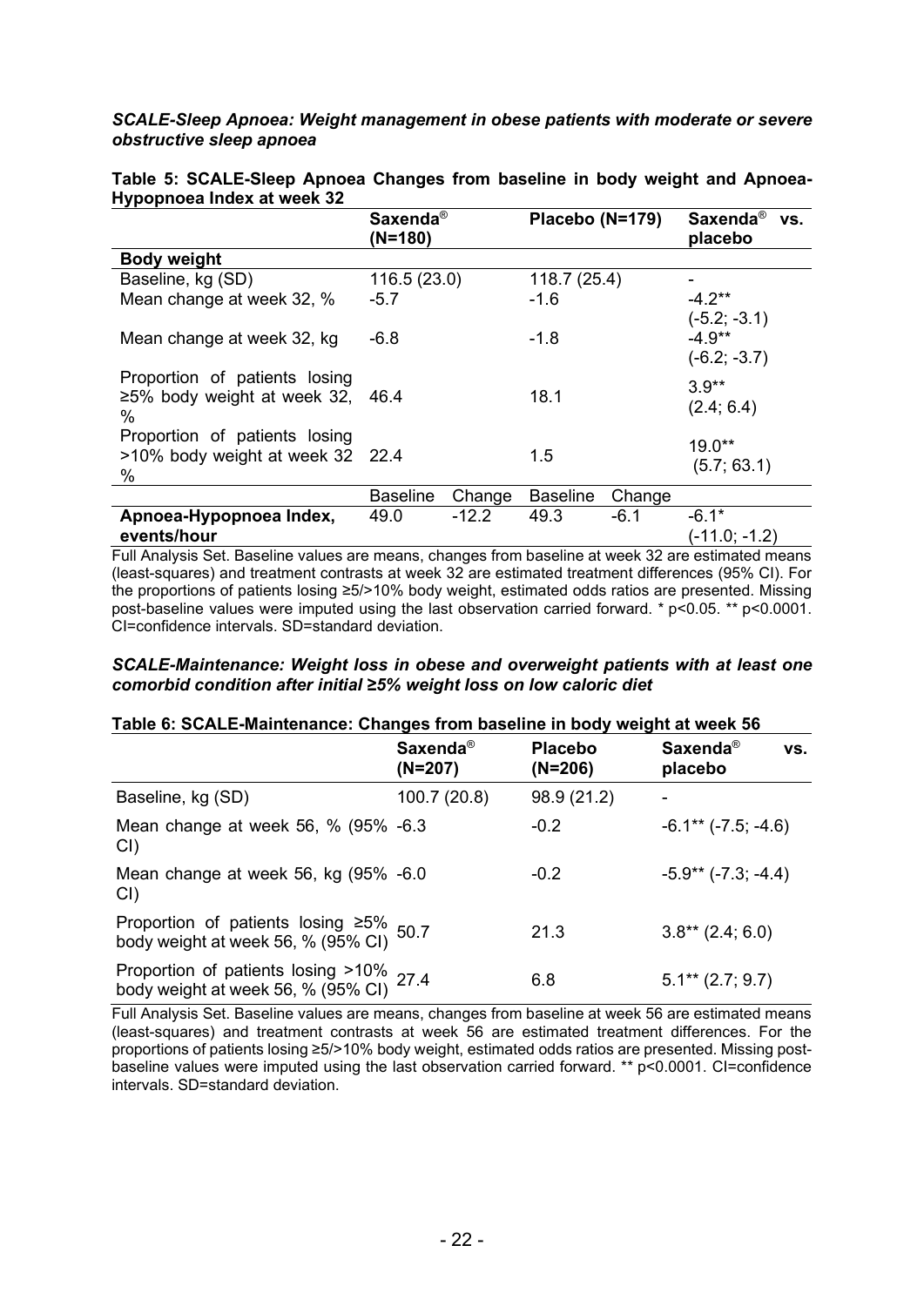***SCALE-Sleep Apnoea: Weight management in obese patients with moderate or severe obstructive sleep apnoea***

**Table 5: SCALE-Sleep Apnoea Changes from baseline in body weight and Apnoea-Hypopnoea Index at week 32**

| | **Saxenda® (N=180)** | | **Placebo (N=179)** | | **Saxenda® vs. placebo** |
|---|---|---|---|---|---|
| **Body weight** | | | | | |
| Baseline, kg (SD) | 116.5 (23.0) | | 118.7 (25.4) | | - |
| Mean change at week 32, % | -5.7 | | -1.6 | | -4.2** (-5.2; -3.1) |
| Mean change at week 32, kg | -6.8 | | -1.8 | | -4.9** (-6.2; -3.7) |
| Proportion of patients losing ≥5% body weight at week 32, % | 46.4 | | 18.1 | | 3.9** (2.4; 6.4) |
| Proportion of patients losing >10% body weight at week 32 % | 22.4 | | 1.5 | | 19.0** (5.7; 63.1) |
| | Baseline | Change | Baseline | Change | |
| **Apnoea-Hypopnoea Index, events/hour** | 49.0 | -12.2 | 49.3 | -6.1 | -6.1* (-11.0; -1.2) |

Full Analysis Set. Baseline values are means, changes from baseline at week 32 are estimated means (least-squares) and treatment contrasts at week 32 are estimated treatment differences (95% CI). For the proportions of patients losing ≥5/>10% body weight, estimated odds ratios are presented. Missing post-baseline values were imputed using the last observation carried forward. * p<0.05. ** p<0.0001. CI=confidence intervals. SD=standard deviation.

***SCALE-Maintenance: Weight loss in obese and overweight patients with at least one comorbid condition after initial ≥5% weight loss on low caloric diet***

**Table 6: SCALE-Maintenance: Changes from baseline in body weight at week 56**

| | **Saxenda® (N=207)** | **Placebo (N=206)** | **Saxenda® vs. placebo** |
|---|---|---|---|
| Baseline, kg (SD) | 100.7 (20.8) | 98.9 (21.2) | - |
| Mean change at week 56, % (95% CI) | -6.3 | -0.2 | -6.1** (-7.5; -4.6) |
| Mean change at week 56, kg (95% CI) | -6.0 | -0.2 | -5.9** (-7.3; -4.4) |
| Proportion of patients losing ≥5% body weight at week 56, % (95% CI) | 50.7 | 21.3 | 3.8** (2.4; 6.0) |
| Proportion of patients losing >10% body weight at week 56, % (95% CI) | 27.4 | 6.8 | 5.1** (2.7; 9.7) |

Full Analysis Set. Baseline values are means, changes from baseline at week 56 are estimated means (least-squares) and treatment contrasts at week 56 are estimated treatment differences. For the proportions of patients losing ≥5/>10% body weight, estimated odds ratios are presented. Missing post-baseline values were imputed using the last observation carried forward. ** p<0.0001. CI=confidence intervals. SD=standard deviation.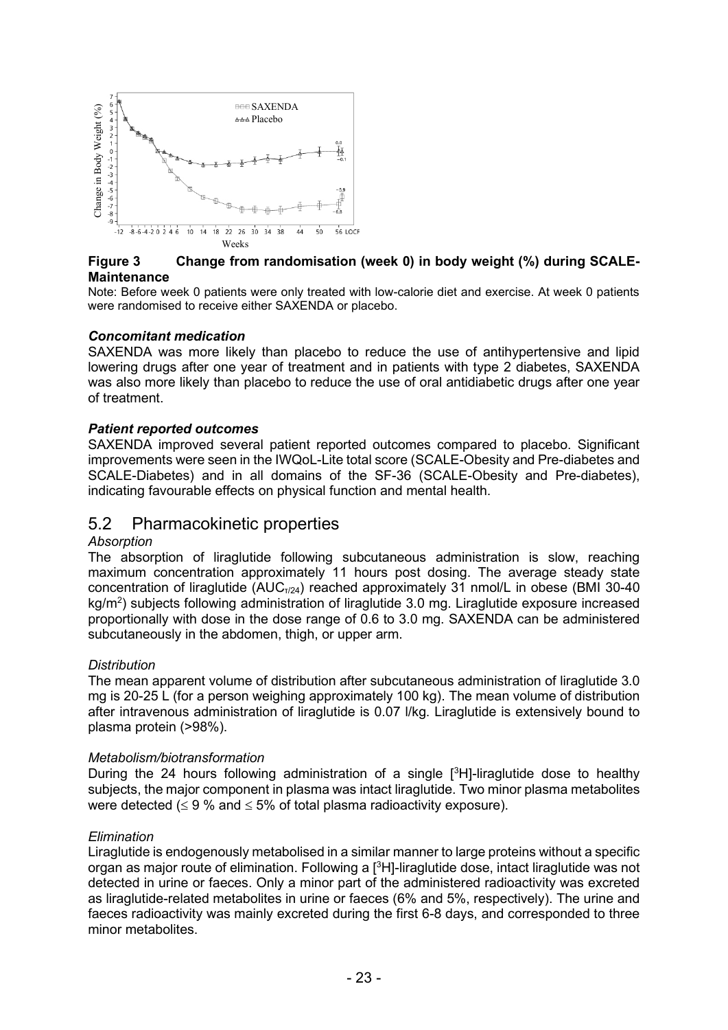**Figure 3 Change from randomisation (week 0) in body weight (%) during SCALE-Maintenance**

Note: Before week 0 patients were only treated with low-calorie diet and exercise. At week 0 patients were randomised to receive either SAXENDA or placebo.

### *Concomitant medication*

SAXENDA was more likely than placebo to reduce the use of antihypertensive and lipid lowering drugs after one year of treatment and in patients with type 2 diabetes, SAXENDA was also more likely than placebo to reduce the use of oral antidiabetic drugs after one year of treatment.

### *Patient reported outcomes*

SAXENDA improved several patient reported outcomes compared to placebo. Significant improvements were seen in the IWQoL-Lite total score (SCALE-Obesity and Pre-diabetes and SCALE-Diabetes) and in all domains of the SF-36 (SCALE-Obesity and Pre-diabetes), indicating favourable effects on physical function and mental health.

## 5.2 Pharmacokinetic properties

*Absorption*

The absorption of liraglutide following subcutaneous administration is slow, reaching maximum concentration approximately 11 hours post dosing. The average steady state concentration of liraglutide ($AUC_{\tau/24}$) reached approximately 31 nmol/L in obese (BMI 30-40 kg/$m^2$) subjects following administration of liraglutide 3.0 mg. Liraglutide exposure increased proportionally with dose in the dose range of 0.6 to 3.0 mg. SAXENDA can be administered subcutaneously in the abdomen, thigh, or upper arm.

*Distribution*

The mean apparent volume of distribution after subcutaneous administration of liraglutide 3.0 mg is 20-25 L (for a person weighing approximately 100 kg). The mean volume of distribution after intravenous administration of liraglutide is 0.07 l/kg. Liraglutide is extensively bound to plasma protein (>98%).

*Metabolism/biotransformation*

During the 24 hours following administration of a single [$^3$H]-liraglutide dose to healthy subjects, the major component in plasma was intact liraglutide. Two minor plasma metabolites were detected ($\leq$ 9 % and $\leq$ 5% of total plasma radioactivity exposure).

*Elimination*

Liraglutide is endogenously metabolised in a similar manner to large proteins without a specific organ as major route of elimination. Following a [$^3$H]-liraglutide dose, intact liraglutide was not detected in urine or faeces. Only a minor part of the administered radioactivity was excreted as liraglutide-related metabolites in urine or faeces (6% and 5%, respectively). The urine and faeces radioactivity was mainly excreted during the first 6-8 days, and corresponded to three minor metabolites.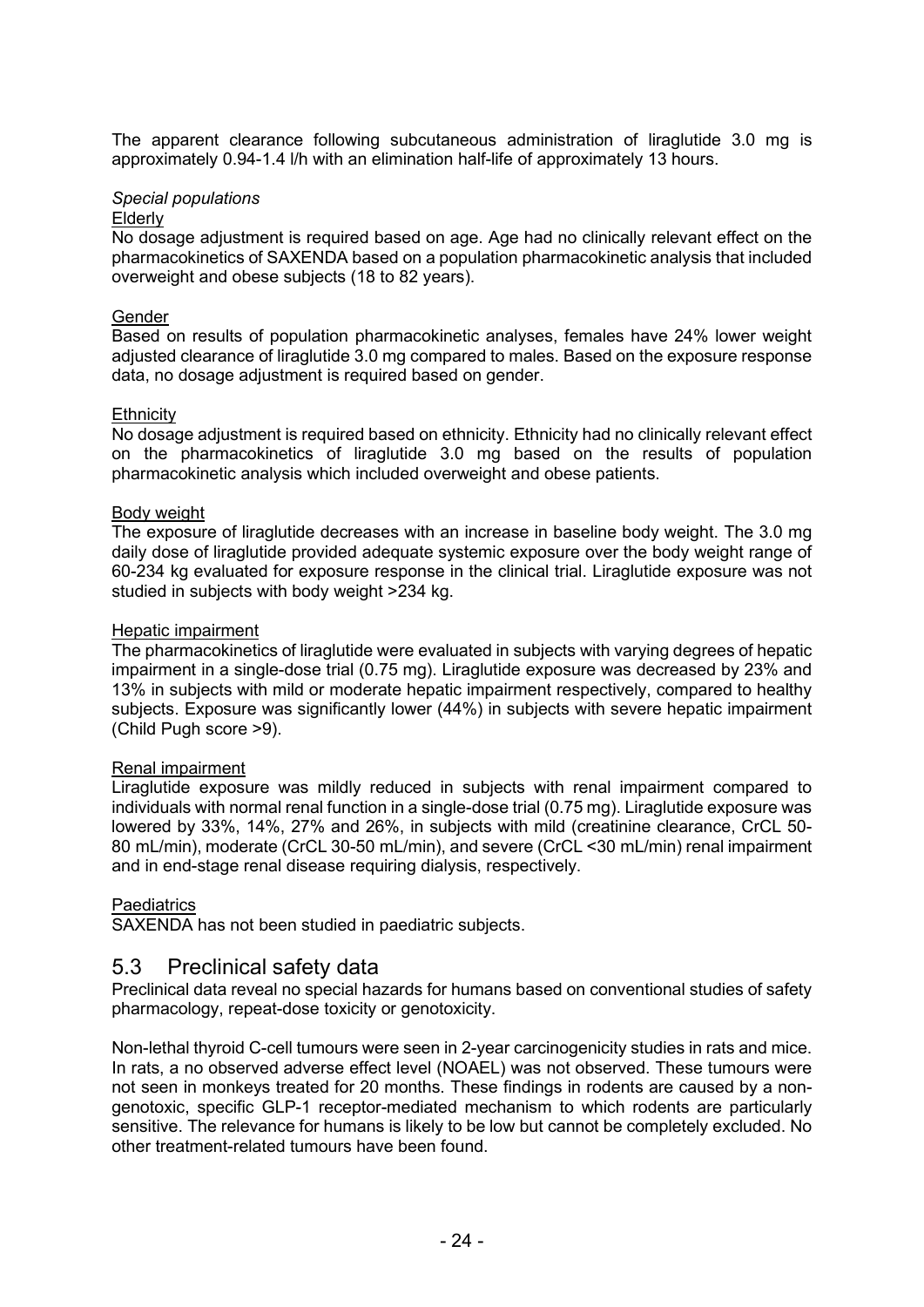The apparent clearance following subcutaneous administration of liraglutide 3.0 mg is approximately 0.94-1.4 l/h with an elimination half-life of approximately 13 hours.

*Special populations*

Elderly

No dosage adjustment is required based on age. Age had no clinically relevant effect on the pharmacokinetics of SAXENDA based on a population pharmacokinetic analysis that included overweight and obese subjects (18 to 82 years).

Gender

Based on results of population pharmacokinetic analyses, females have 24% lower weight adjusted clearance of liraglutide 3.0 mg compared to males. Based on the exposure response data, no dosage adjustment is required based on gender.

Ethnicity

No dosage adjustment is required based on ethnicity. Ethnicity had no clinically relevant effect on the pharmacokinetics of liraglutide 3.0 mg based on the results of population pharmacokinetic analysis which included overweight and obese patients.

Body weight

The exposure of liraglutide decreases with an increase in baseline body weight. The 3.0 mg daily dose of liraglutide provided adequate systemic exposure over the body weight range of 60-234 kg evaluated for exposure response in the clinical trial. Liraglutide exposure was not studied in subjects with body weight >234 kg.

Hepatic impairment

The pharmacokinetics of liraglutide were evaluated in subjects with varying degrees of hepatic impairment in a single-dose trial (0.75 mg). Liraglutide exposure was decreased by 23% and 13% in subjects with mild or moderate hepatic impairment respectively, compared to healthy subjects. Exposure was significantly lower (44%) in subjects with severe hepatic impairment (Child Pugh score >9).

Renal impairment

Liraglutide exposure was mildly reduced in subjects with renal impairment compared to individuals with normal renal function in a single-dose trial (0.75 mg). Liraglutide exposure was lowered by 33%, 14%, 27% and 26%, in subjects with mild (creatinine clearance, CrCL 50-80 mL/min), moderate (CrCL 30-50 mL/min), and severe (CrCL <30 mL/min) renal impairment and in end-stage renal disease requiring dialysis, respectively.

Paediatrics

SAXENDA has not been studied in paediatric subjects.

## 5.3 Preclinical safety data

Preclinical data reveal no special hazards for humans based on conventional studies of safety pharmacology, repeat-dose toxicity or genotoxicity.

Non-lethal thyroid C-cell tumours were seen in 2-year carcinogenicity studies in rats and mice. In rats, a no observed adverse effect level (NOAEL) was not observed. These tumours were not seen in monkeys treated for 20 months. These findings in rodents are caused by a non-genotoxic, specific GLP-1 receptor-mediated mechanism to which rodents are particularly sensitive. The relevance for humans is likely to be low but cannot be completely excluded. No other treatment-related tumours have been found.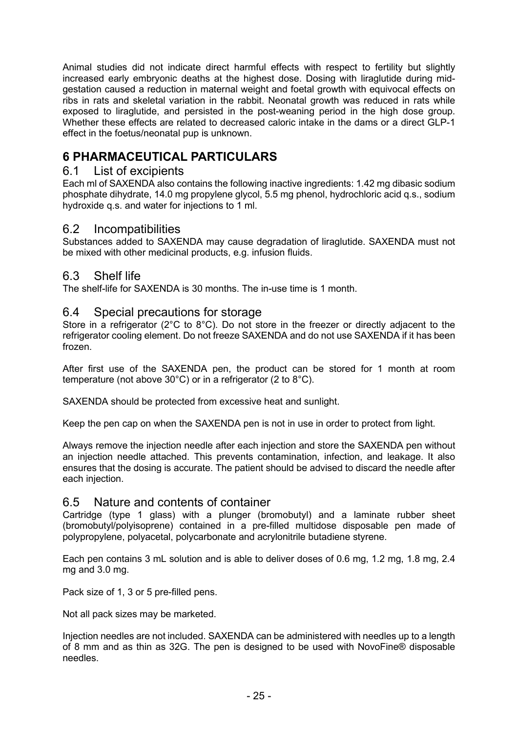Animal studies did not indicate direct harmful effects with respect to fertility but slightly increased early embryonic deaths at the highest dose. Dosing with liraglutide during mid-gestation caused a reduction in maternal weight and foetal growth with equivocal effects on ribs in rats and skeletal variation in the rabbit. Neonatal growth was reduced in rats while exposed to liraglutide, and persisted in the post-weaning period in the high dose group. Whether these effects are related to decreased caloric intake in the dams or a direct GLP-1 effect in the foetus/neonatal pup is unknown.

# 6 PHARMACEUTICAL PARTICULARS

## 6.1 List of excipients

Each ml of SAXENDA also contains the following inactive ingredients: 1.42 mg dibasic sodium phosphate dihydrate, 14.0 mg propylene glycol, 5.5 mg phenol, hydrochloric acid q.s., sodium hydroxide q.s. and water for injections to 1 ml.

## 6.2 Incompatibilities

Substances added to SAXENDA may cause degradation of liraglutide. SAXENDA must not be mixed with other medicinal products, e.g. infusion fluids.

## 6.3 Shelf life

The shelf-life for SAXENDA is 30 months. The in-use time is 1 month.

## 6.4 Special precautions for storage

Store in a refrigerator (2°C to 8°C). Do not store in the freezer or directly adjacent to the refrigerator cooling element. Do not freeze SAXENDA and do not use SAXENDA if it has been frozen.

After first use of the SAXENDA pen, the product can be stored for 1 month at room temperature (not above 30°C) or in a refrigerator (2 to 8°C).

SAXENDA should be protected from excessive heat and sunlight.

Keep the pen cap on when the SAXENDA pen is not in use in order to protect from light.

Always remove the injection needle after each injection and store the SAXENDA pen without an injection needle attached. This prevents contamination, infection, and leakage. It also ensures that the dosing is accurate. The patient should be advised to discard the needle after each injection.

## 6.5 Nature and contents of container

Cartridge (type 1 glass) with a plunger (bromobutyl) and a laminate rubber sheet (bromobutyl/polyisoprene) contained in a pre-filled multidose disposable pen made of polypropylene, polyacetal, polycarbonate and acrylonitrile butadiene styrene.

Each pen contains 3 mL solution and is able to deliver doses of 0.6 mg, 1.2 mg, 1.8 mg, 2.4 mg and 3.0 mg.

Pack size of 1, 3 or 5 pre-filled pens.

Not all pack sizes may be marketed.

Injection needles are not included. SAXENDA can be administered with needles up to a length of 8 mm and as thin as 32G. The pen is designed to be used with NovoFine® disposable needles.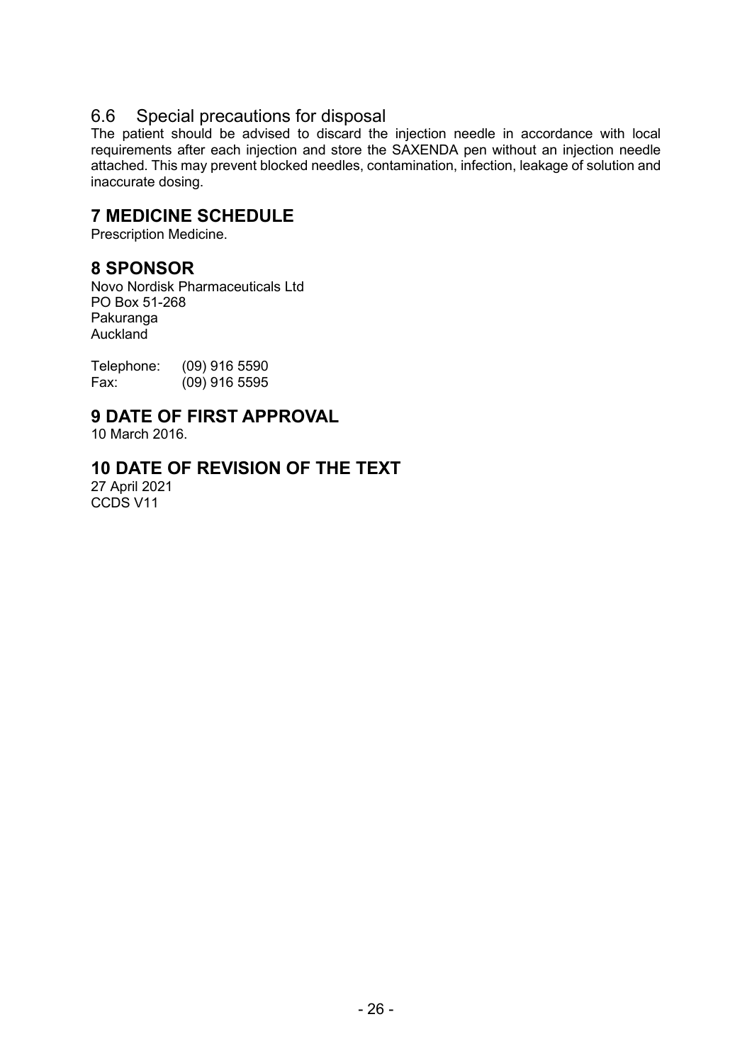### 6.6 Special precautions for disposal

The patient should be advised to discard the injection needle in accordance with local requirements after each injection and store the SAXENDA pen without an injection needle attached. This may prevent blocked needles, contamination, infection, leakage of solution and inaccurate dosing.

## 7 MEDICINE SCHEDULE

Prescription Medicine.

## 8 SPONSOR

Novo Nordisk Pharmaceuticals Ltd
PO Box 51-268
Pakuranga
Auckland

Telephone: (09) 916 5590
Fax: (09) 916 5595

## 9 DATE OF FIRST APPROVAL

10 March 2016.

## 10 DATE OF REVISION OF THE TEXT

27 April 2021
CCDS V11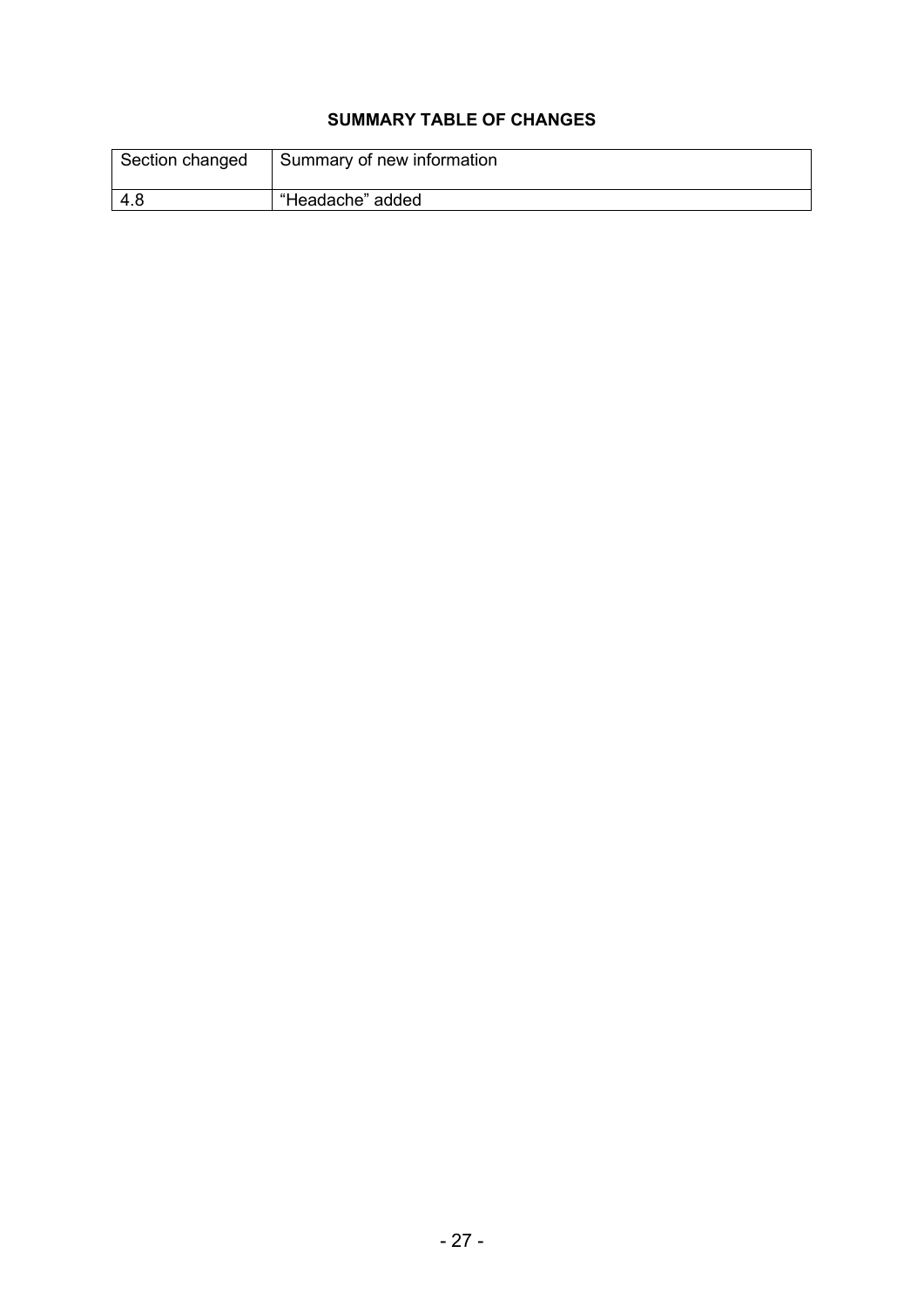**SUMMARY TABLE OF CHANGES**

| Section changed | Summary of new information |
| --- | --- |
| 4.8 | “Headache” added |